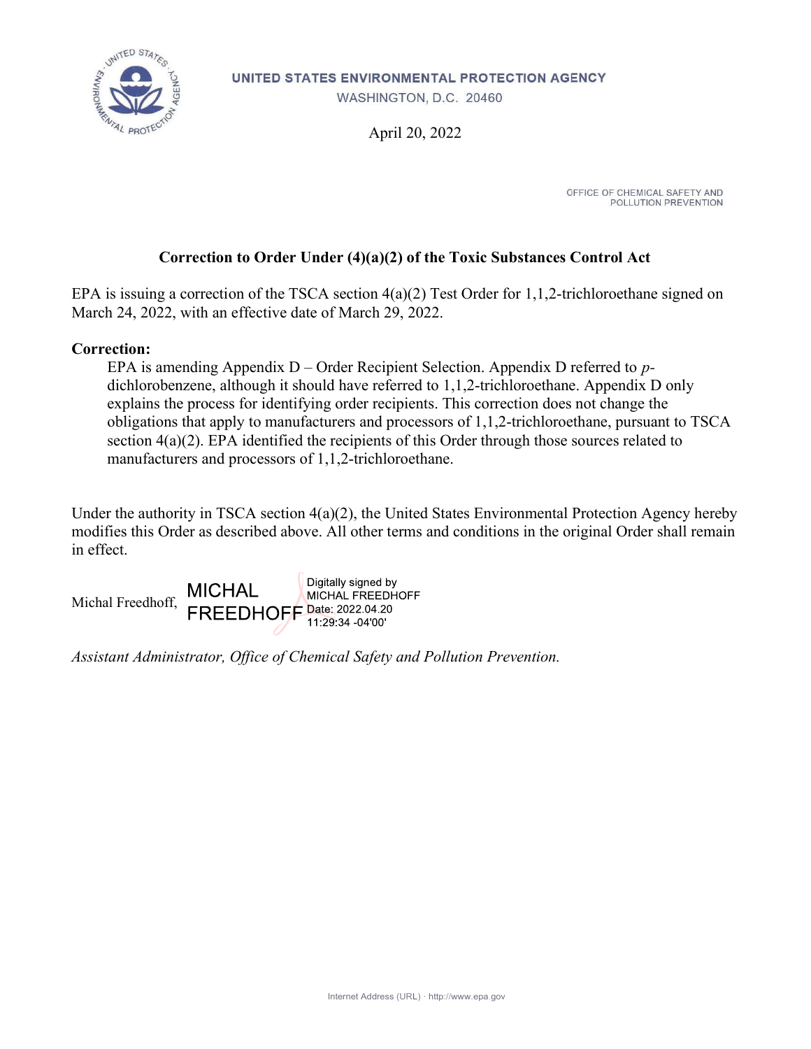**UNITED STATES ENVIRONMENTAL PROTECTION AGENCY**
WASHINGTON, D.C. 20460

April 20, 2022

OFFICE OF CHEMICAL SAFETY AND POLLUTION PREVENTION

## Correction to Order Under (4)(a)(2) of the Toxic Substances Control Act

EPA is issuing a correction of the TSCA section 4(a)(2) Test Order for 1,1,2-trichloroethane signed on March 24, 2022, with an effective date of March 29, 2022.

**Correction:**

EPA is amending Appendix D – Order Recipient Selection. Appendix D referred to *p*-dichlorobenzene, although it should have referred to 1,1,2-trichloroethane. Appendix D only explains the process for identifying order recipients. This correction does not change the obligations that apply to manufacturers and processors of 1,1,2-trichloroethane, pursuant to TSCA section 4(a)(2). EPA identified the recipients of this Order through those sources related to manufacturers and processors of 1,1,2-trichloroethane.

Under the authority in TSCA section 4(a)(2), the United States Environmental Protection Agency hereby modifies this Order as described above. All other terms and conditions in the original Order shall remain in effect.

Michal Freedhoff, MICHAL FREEDHOFF Digitally signed by MICHAL FREEDHOFF Date: 2022.04.20 11:29:34 -04'00'

*Assistant Administrator, Office of Chemical Safety and Pollution Prevention.*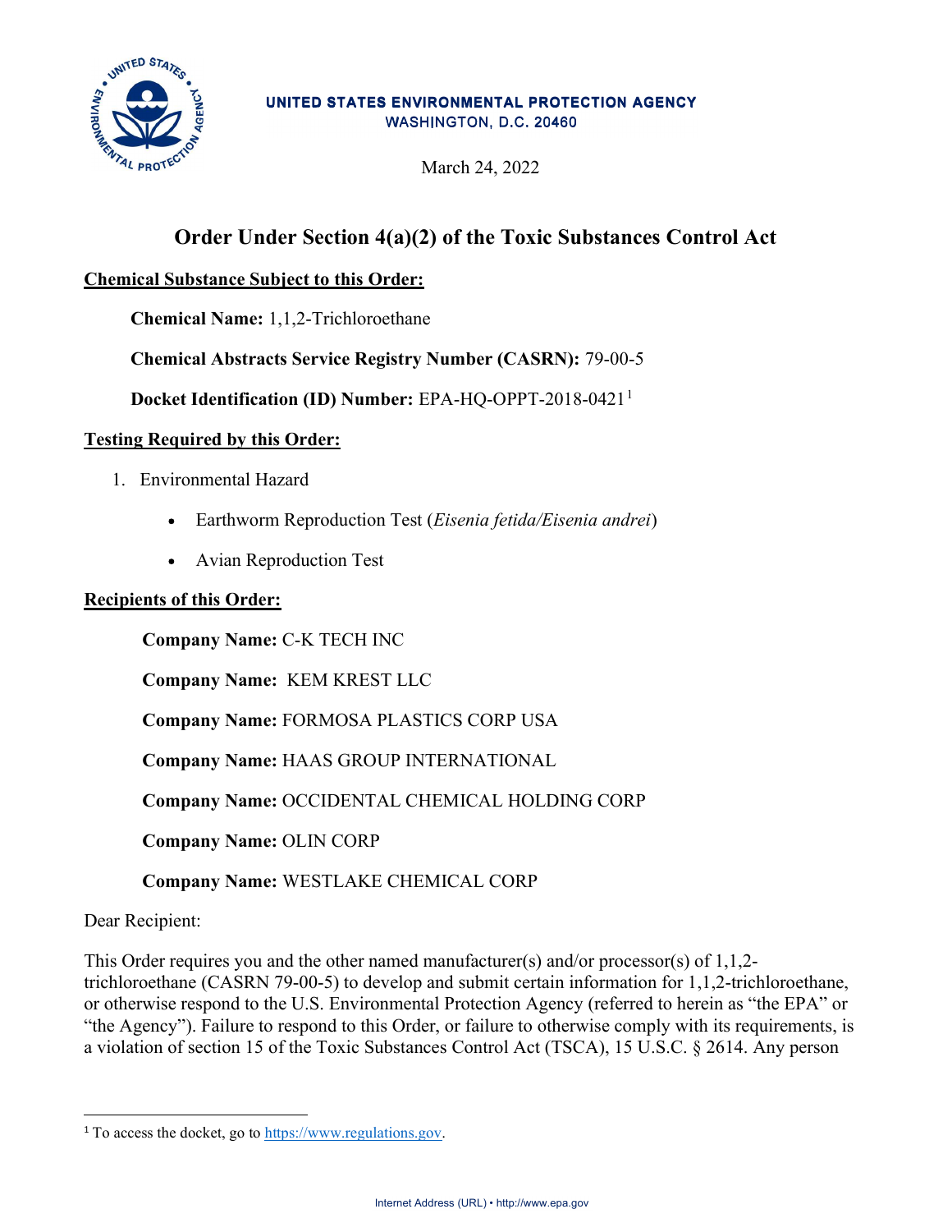UNITED STATES ENVIRONMENTAL PROTECTION AGENCY
WASHINGTON, D.C. 20460

March 24, 2022

# Order Under Section 4(a)(2) of the Toxic Substances Control Act

**Chemical Substance Subject to this Order:**

**Chemical Name:** 1,1,2-Trichloroethane

**Chemical Abstracts Service Registry Number (CASRN):** 79-00-5

**Docket Identification (ID) Number:** EPA-HQ-OPPT-2018-0421[1]

**Testing Required by this Order:**

1. Environmental Hazard
   - Earthworm Reproduction Test (*Eisenia fetida/Eisenia andrei*)
   - Avian Reproduction Test

**Recipients of this Order:**

**Company Name:** C-K TECH INC

**Company Name:** KEM KREST LLC

**Company Name:** FORMOSA PLASTICS CORP USA

**Company Name:** HAAS GROUP INTERNATIONAL

**Company Name:** OCCIDENTAL CHEMICAL HOLDING CORP

**Company Name:** OLIN CORP

**Company Name:** WESTLAKE CHEMICAL CORP

Dear Recipient:

This Order requires you and the other named manufacturer(s) and/or processor(s) of 1,1,2-trichloroethane (CASRN 79-00-5) to develop and submit certain information for 1,1,2-trichloroethane, or otherwise respond to the U.S. Environmental Protection Agency (referred to herein as "the EPA" or "the Agency"). Failure to respond to this Order, or failure to otherwise comply with its requirements, is a violation of section 15 of the Toxic Substances Control Act (TSCA), 15 U.S.C. § 2614. Any person

[1] To access the docket, go to https://www.regulations.gov.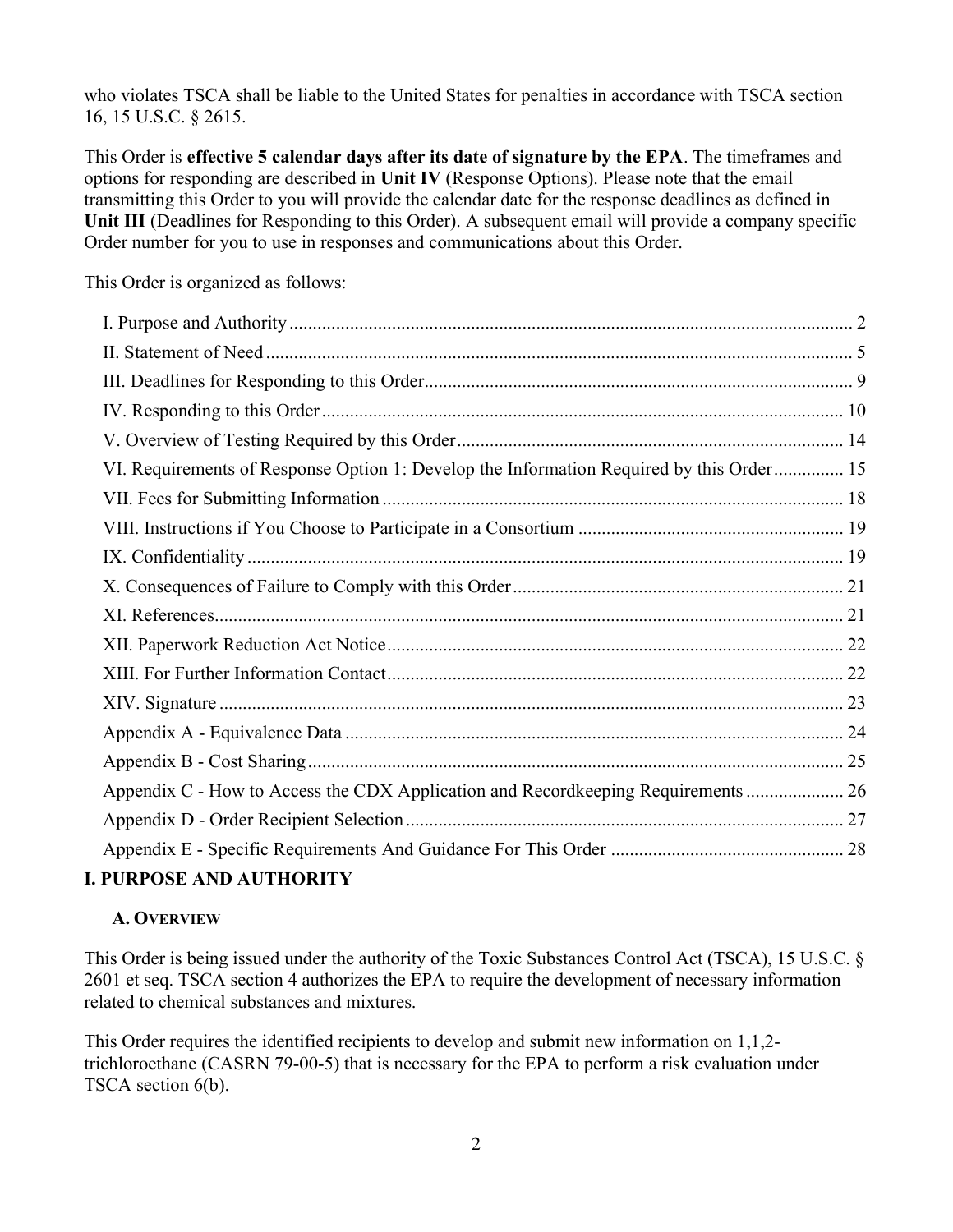who violates TSCA shall be liable to the United States for penalties in accordance with TSCA section 16, 15 U.S.C. § 2615.

This Order is **effective 5 calendar days after its date of signature by the EPA**. The timeframes and options for responding are described in **Unit IV** (Response Options). Please note that the email transmitting this Order to you will provide the calendar date for the response deadlines as defined in **Unit III** (Deadlines for Responding to this Order). A subsequent email will provide a company specific Order number for you to use in responses and communications about this Order.

This Order is organized as follows:

- I. Purpose and Authority ... 2
- II. Statement of Need ... 5
- III. Deadlines for Responding to this Order ... 9
- IV. Responding to this Order ... 10
- V. Overview of Testing Required by this Order ... 14
- VI. Requirements of Response Option 1: Develop the Information Required by this Order ... 15
- VII. Fees for Submitting Information ... 18
- VIII. Instructions if You Choose to Participate in a Consortium ... 19
- IX. Confidentiality ... 19
- X. Consequences of Failure to Comply with this Order ... 21
- XI. References ... 21
- XII. Paperwork Reduction Act Notice ... 22
- XIII. For Further Information Contact ... 22
- XIV. Signature ... 23
- Appendix A - Equivalence Data ... 24
- Appendix B - Cost Sharing ... 25
- Appendix C - How to Access the CDX Application and Recordkeeping Requirements ... 26
- Appendix D - Order Recipient Selection ... 27
- Appendix E - Specific Requirements And Guidance For This Order ... 28

# I. PURPOSE AND AUTHORITY

## A. OVERVIEW

This Order is being issued under the authority of the Toxic Substances Control Act (TSCA), 15 U.S.C. § 2601 et seq. TSCA section 4 authorizes the EPA to require the development of necessary information related to chemical substances and mixtures.

This Order requires the identified recipients to develop and submit new information on 1,1,2-trichloroethane (CASRN 79-00-5) that is necessary for the EPA to perform a risk evaluation under TSCA section 6(b).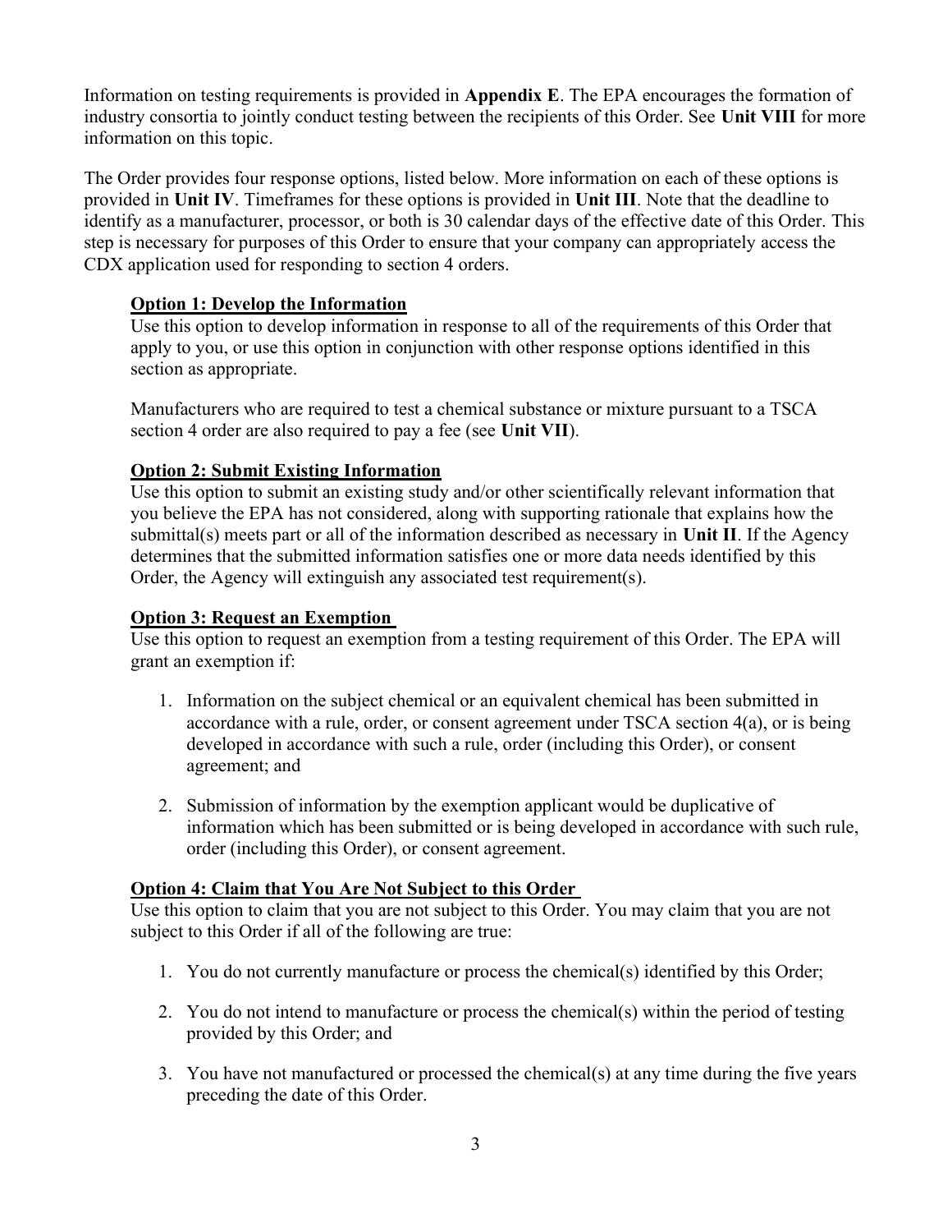Information on testing requirements is provided in **Appendix E**. The EPA encourages the formation of industry consortia to jointly conduct testing between the recipients of this Order. See **Unit VIII** for more information on this topic.

The Order provides four response options, listed below. More information on each of these options is provided in **Unit IV**. Timeframes for these options is provided in **Unit III**. Note that the deadline to identify as a manufacturer, processor, or both is 30 calendar days of the effective date of this Order. This step is necessary for purposes of this Order to ensure that your company can appropriately access the CDX application used for responding to section 4 orders.

**Option 1: Develop the Information**

Use this option to develop information in response to all of the requirements of this Order that apply to you, or use this option in conjunction with other response options identified in this section as appropriate.

Manufacturers who are required to test a chemical substance or mixture pursuant to a TSCA section 4 order are also required to pay a fee (see **Unit VII**).

**Option 2: Submit Existing Information**

Use this option to submit an existing study and/or other scientifically relevant information that you believe the EPA has not considered, along with supporting rationale that explains how the submittal(s) meets part or all of the information described as necessary in **Unit II**. If the Agency determines that the submitted information satisfies one or more data needs identified by this Order, the Agency will extinguish any associated test requirement(s).

**Option 3: Request an Exemption**

Use this option to request an exemption from a testing requirement of this Order. The EPA will grant an exemption if:

1. Information on the subject chemical or an equivalent chemical has been submitted in accordance with a rule, order, or consent agreement under TSCA section 4(a), or is being developed in accordance with such a rule, order (including this Order), or consent agreement; and
2. Submission of information by the exemption applicant would be duplicative of information which has been submitted or is being developed in accordance with such rule, order (including this Order), or consent agreement.

**Option 4: Claim that You Are Not Subject to this Order**

Use this option to claim that you are not subject to this Order. You may claim that you are not subject to this Order if all of the following are true:

1. You do not currently manufacture or process the chemical(s) identified by this Order;
2. You do not intend to manufacture or process the chemical(s) within the period of testing provided by this Order; and
3. You have not manufactured or processed the chemical(s) at any time during the five years preceding the date of this Order.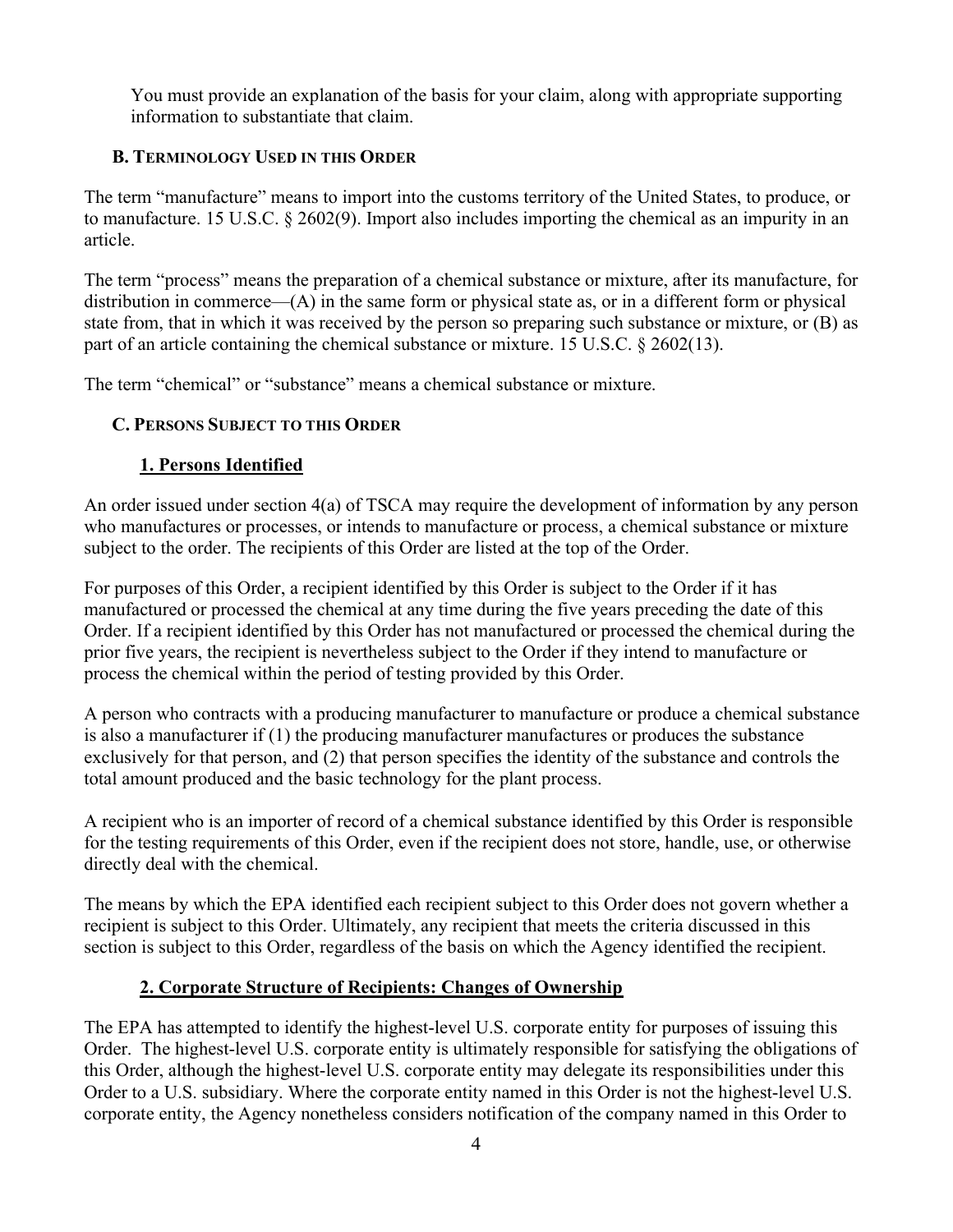You must provide an explanation of the basis for your claim, along with appropriate supporting information to substantiate that claim.

### B. Terminology Used in this Order

The term "manufacture" means to import into the customs territory of the United States, to produce, or to manufacture. 15 U.S.C. § 2602(9). Import also includes importing the chemical as an impurity in an article.

The term "process" means the preparation of a chemical substance or mixture, after its manufacture, for distribution in commerce—(A) in the same form or physical state as, or in a different form or physical state from, that in which it was received by the person so preparing such substance or mixture, or (B) as part of an article containing the chemical substance or mixture. 15 U.S.C. § 2602(13).

The term "chemical" or "substance" means a chemical substance or mixture.

### C. Persons Subject to this Order

#### 1. Persons Identified

An order issued under section 4(a) of TSCA may require the development of information by any person who manufactures or processes, or intends to manufacture or process, a chemical substance or mixture subject to the order. The recipients of this Order are listed at the top of the Order.

For purposes of this Order, a recipient identified by this Order is subject to the Order if it has manufactured or processed the chemical at any time during the five years preceding the date of this Order. If a recipient identified by this Order has not manufactured or processed the chemical during the prior five years, the recipient is nevertheless subject to the Order if they intend to manufacture or process the chemical within the period of testing provided by this Order.

A person who contracts with a producing manufacturer to manufacture or produce a chemical substance is also a manufacturer if (1) the producing manufacturer manufactures or produces the substance exclusively for that person, and (2) that person specifies the identity of the substance and controls the total amount produced and the basic technology for the plant process.

A recipient who is an importer of record of a chemical substance identified by this Order is responsible for the testing requirements of this Order, even if the recipient does not store, handle, use, or otherwise directly deal with the chemical.

The means by which the EPA identified each recipient subject to this Order does not govern whether a recipient is subject to this Order. Ultimately, any recipient that meets the criteria discussed in this section is subject to this Order, regardless of the basis on which the Agency identified the recipient.

#### 2. Corporate Structure of Recipients: Changes of Ownership

The EPA has attempted to identify the highest-level U.S. corporate entity for purposes of issuing this Order. The highest-level U.S. corporate entity is ultimately responsible for satisfying the obligations of this Order, although the highest-level U.S. corporate entity may delegate its responsibilities under this Order to a U.S. subsidiary. Where the corporate entity named in this Order is not the highest-level U.S. corporate entity, the Agency nonetheless considers notification of the company named in this Order to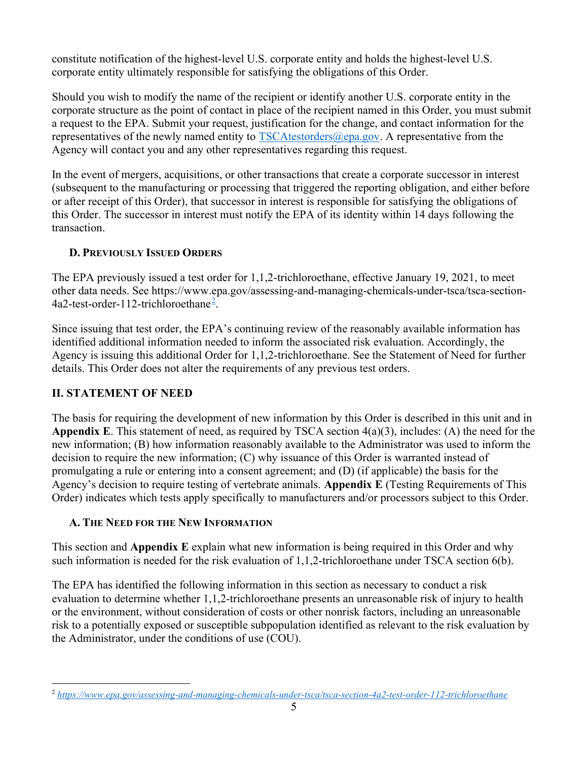constitute notification of the highest-level U.S. corporate entity and holds the highest-level U.S. corporate entity ultimately responsible for satisfying the obligations of this Order.

Should you wish to modify the name of the recipient or identify another U.S. corporate entity in the corporate structure as the point of contact in place of the recipient named in this Order, you must submit a request to the EPA. Submit your request, justification for the change, and contact information for the representatives of the newly named entity to TSCAtestorders@epa.gov. A representative from the Agency will contact you and any other representatives regarding this request.

In the event of mergers, acquisitions, or other transactions that create a corporate successor in interest (subsequent to the manufacturing or processing that triggered the reporting obligation, and either before or after receipt of this Order), that successor in interest is responsible for satisfying the obligations of this Order. The successor in interest must notify the EPA of its identity within 14 days following the transaction.

### D. Previously Issued Orders

The EPA previously issued a test order for 1,1,2-trichloroethane, effective January 19, 2021, to meet other data needs. See https://www.epa.gov/assessing-and-managing-chemicals-under-tsca/tsca-section-4a2-test-order-112-trichloroethane[2].

Since issuing that test order, the EPA's continuing review of the reasonably available information has identified additional information needed to inform the associated risk evaluation. Accordingly, the Agency is issuing this additional Order for 1,1,2-trichloroethane. See the Statement of Need for further details. This Order does not alter the requirements of any previous test orders.

## II. STATEMENT OF NEED

The basis for requiring the development of new information by this Order is described in this unit and in **Appendix E**. This statement of need, as required by TSCA section 4(a)(3), includes: (A) the need for the new information; (B) how information reasonably available to the Administrator was used to inform the decision to require the new information; (C) why issuance of this Order is warranted instead of promulgating a rule or entering into a consent agreement; and (D) (if applicable) the basis for the Agency's decision to require testing of vertebrate animals. **Appendix E** (Testing Requirements of This Order) indicates which tests apply specifically to manufacturers and/or processors subject to this Order.

### A. The Need for the New Information

This section and **Appendix E** explain what new information is being required in this Order and why such information is needed for the risk evaluation of 1,1,2-trichloroethane under TSCA section 6(b).

The EPA has identified the following information in this section as necessary to conduct a risk evaluation to determine whether 1,1,2-trichloroethane presents an unreasonable risk of injury to health or the environment, without consideration of costs or other nonrisk factors, including an unreasonable risk to a potentially exposed or susceptible subpopulation identified as relevant to the risk evaluation by the Administrator, under the conditions of use (COU).

[2] *https://www.epa.gov/assessing-and-managing-chemicals-under-tsca/tsca-section-4a2-test-order-112-trichloroethane*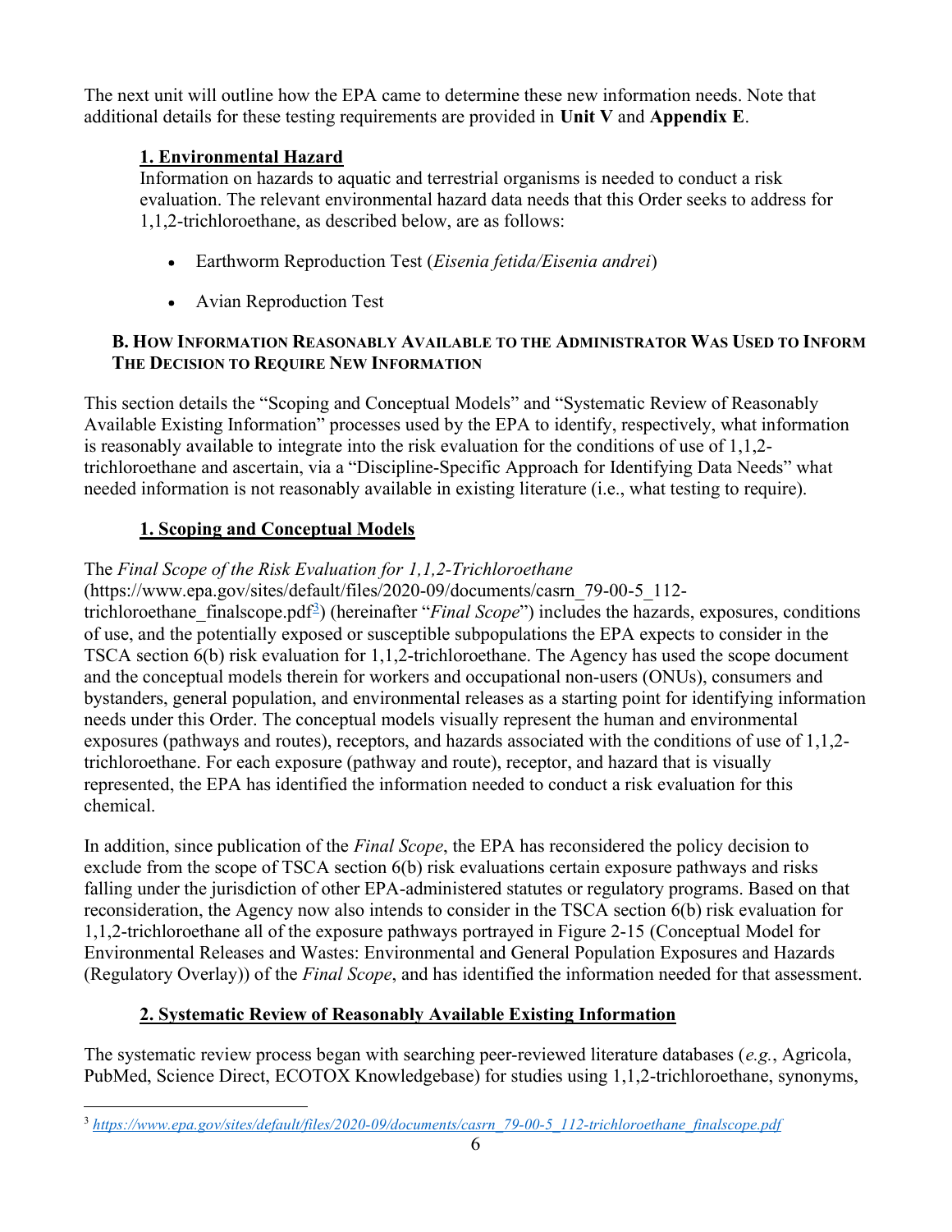The next unit will outline how the EPA came to determine these new information needs. Note that additional details for these testing requirements are provided in **Unit V** and **Appendix E**.

**1. Environmental Hazard**

Information on hazards to aquatic and terrestrial organisms is needed to conduct a risk evaluation. The relevant environmental hazard data needs that this Order seeks to address for 1,1,2-trichloroethane, as described below, are as follows:

- Earthworm Reproduction Test (*Eisenia fetida/Eisenia andrei*)
- Avian Reproduction Test

### B. How Information Reasonably Available to the Administrator Was Used to Inform the Decision to Require New Information

This section details the "Scoping and Conceptual Models" and "Systematic Review of Reasonably Available Existing Information" processes used by the EPA to identify, respectively, what information is reasonably available to integrate into the risk evaluation for the conditions of use of 1,1,2-trichloroethane and ascertain, via a "Discipline-Specific Approach for Identifying Data Needs" what needed information is not reasonably available in existing literature (i.e., what testing to require).

**1. Scoping and Conceptual Models**

The *Final Scope of the Risk Evaluation for 1,1,2-Trichloroethane* (https://www.epa.gov/sites/default/files/2020-09/documents/casrn_79-00-5_112-trichloroethane_finalscope.pdf[3]) (hereinafter "*Final Scope*") includes the hazards, exposures, conditions of use, and the potentially exposed or susceptible subpopulations the EPA expects to consider in the TSCA section 6(b) risk evaluation for 1,1,2-trichloroethane. The Agency has used the scope document and the conceptual models therein for workers and occupational non-users (ONUs), consumers and bystanders, general population, and environmental releases as a starting point for identifying information needs under this Order. The conceptual models visually represent the human and environmental exposures (pathways and routes), receptors, and hazards associated with the conditions of use of 1,1,2-trichloroethane. For each exposure (pathway and route), receptor, and hazard that is visually represented, the EPA has identified the information needed to conduct a risk evaluation for this chemical.

In addition, since publication of the *Final Scope*, the EPA has reconsidered the policy decision to exclude from the scope of TSCA section 6(b) risk evaluations certain exposure pathways and risks falling under the jurisdiction of other EPA-administered statutes or regulatory programs. Based on that reconsideration, the Agency now also intends to consider in the TSCA section 6(b) risk evaluation for 1,1,2-trichloroethane all of the exposure pathways portrayed in Figure 2-15 (Conceptual Model for Environmental Releases and Wastes: Environmental and General Population Exposures and Hazards (Regulatory Overlay)) of the *Final Scope*, and has identified the information needed for that assessment.

**2. Systematic Review of Reasonably Available Existing Information**

The systematic review process began with searching peer-reviewed literature databases (*e.g.*, Agricola, PubMed, Science Direct, ECOTOX Knowledgebase) for studies using 1,1,2-trichloroethane, synonyms,

[3] *https://www.epa.gov/sites/default/files/2020-09/documents/casrn_79-00-5_112-trichloroethane_finalscope.pdf*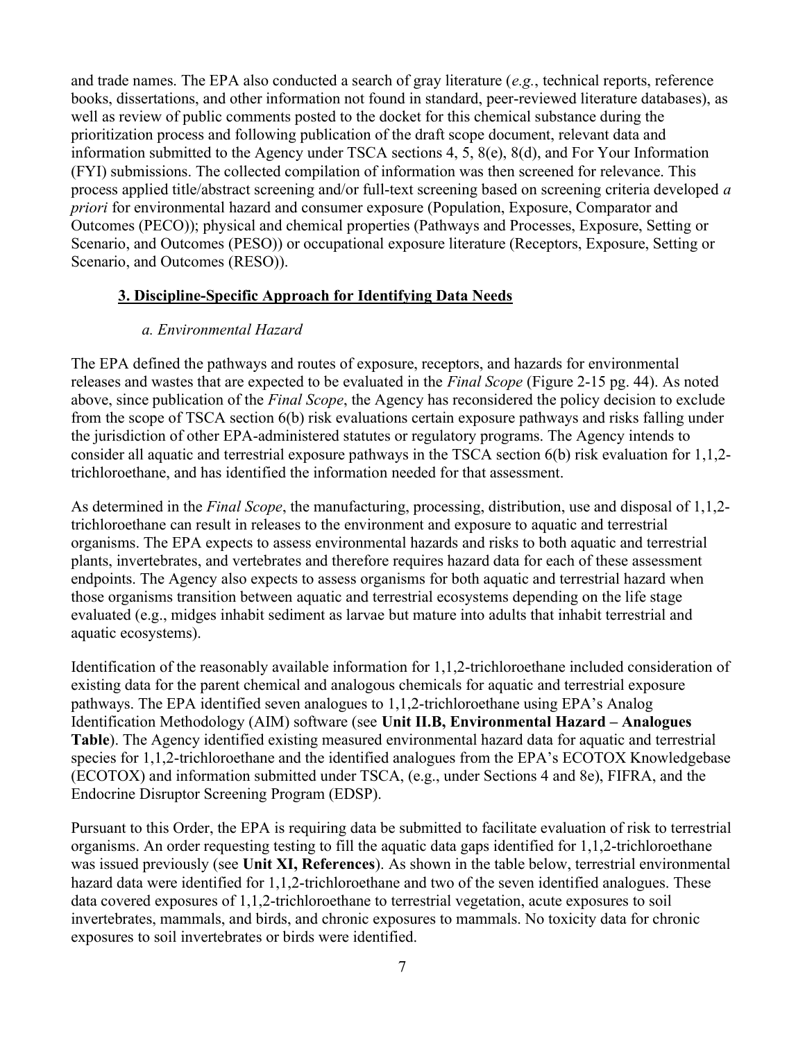and trade names. The EPA also conducted a search of gray literature (*e.g.*, technical reports, reference books, dissertations, and other information not found in standard, peer-reviewed literature databases), as well as review of public comments posted to the docket for this chemical substance during the prioritization process and following publication of the draft scope document, relevant data and information submitted to the Agency under TSCA sections 4, 5, 8(e), 8(d), and For Your Information (FYI) submissions. The collected compilation of information was then screened for relevance. This process applied title/abstract screening and/or full-text screening based on screening criteria developed *a priori* for environmental hazard and consumer exposure (Population, Exposure, Comparator and Outcomes (PECO)); physical and chemical properties (Pathways and Processes, Exposure, Setting or Scenario, and Outcomes (PESO)) or occupational exposure literature (Receptors, Exposure, Setting or Scenario, and Outcomes (RESO)).

### 3. Discipline-Specific Approach for Identifying Data Needs

#### *a. Environmental Hazard*

The EPA defined the pathways and routes of exposure, receptors, and hazards for environmental releases and wastes that are expected to be evaluated in the *Final Scope* (Figure 2-15 pg. 44). As noted above, since publication of the *Final Scope*, the Agency has reconsidered the policy decision to exclude from the scope of TSCA section 6(b) risk evaluations certain exposure pathways and risks falling under the jurisdiction of other EPA-administered statutes or regulatory programs. The Agency intends to consider all aquatic and terrestrial exposure pathways in the TSCA section 6(b) risk evaluation for 1,1,2-trichloroethane, and has identified the information needed for that assessment.

As determined in the *Final Scope*, the manufacturing, processing, distribution, use and disposal of 1,1,2-trichloroethane can result in releases to the environment and exposure to aquatic and terrestrial organisms. The EPA expects to assess environmental hazards and risks to both aquatic and terrestrial plants, invertebrates, and vertebrates and therefore requires hazard data for each of these assessment endpoints. The Agency also expects to assess organisms for both aquatic and terrestrial hazard when those organisms transition between aquatic and terrestrial ecosystems depending on the life stage evaluated (e.g., midges inhabit sediment as larvae but mature into adults that inhabit terrestrial and aquatic ecosystems).

Identification of the reasonably available information for 1,1,2-trichloroethane included consideration of existing data for the parent chemical and analogous chemicals for aquatic and terrestrial exposure pathways. The EPA identified seven analogues to 1,1,2-trichloroethane using EPA's Analog Identification Methodology (AIM) software (see **Unit II.B, Environmental Hazard – Analogues Table**). The Agency identified existing measured environmental hazard data for aquatic and terrestrial species for 1,1,2-trichloroethane and the identified analogues from the EPA's ECOTOX Knowledgebase (ECOTOX) and information submitted under TSCA, (e.g., under Sections 4 and 8e), FIFRA, and the Endocrine Disruptor Screening Program (EDSP).

Pursuant to this Order, the EPA is requiring data be submitted to facilitate evaluation of risk to terrestrial organisms. An order requesting testing to fill the aquatic data gaps identified for 1,1,2-trichloroethane was issued previously (see **Unit XI, References**). As shown in the table below, terrestrial environmental hazard data were identified for 1,1,2-trichloroethane and two of the seven identified analogues. These data covered exposures of 1,1,2-trichloroethane to terrestrial vegetation, acute exposures to soil invertebrates, mammals, and birds, and chronic exposures to mammals. No toxicity data for chronic exposures to soil invertebrates or birds were identified.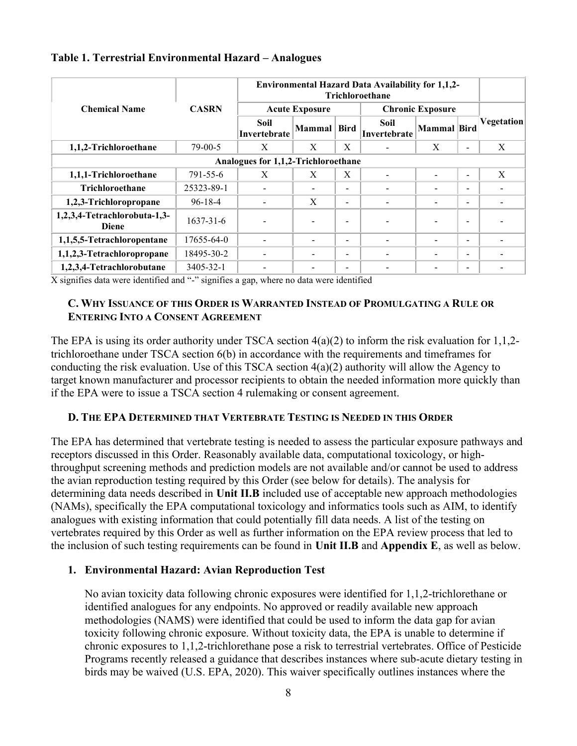**Table 1. Terrestrial Environmental Hazard – Analogues**

| Chemical Name | CASRN | Environmental Hazard Data Availability for 1,1,2-Trichloroethane | | | | | | |
|---|---|---|---|---|---|---|---|---|
| | | Acute Exposure | | | Chronic Exposure | | | Vegetation |
| | | Soil Invertebrate | Mammal | Bird | Soil Invertebrate | Mammal | Bird | |
| **1,1,2-Trichloroethane** | 79-00-5 | X | X | X | - | X | - | X |
| **Analogues for 1,1,2-Trichloroethane** | | | | | | | | |
| **1,1,1-Trichloroethane** | 791-55-6 | X | X | X | - | - | - | X |
| **Trichloroethane** | 25323-89-1 | - | - | - | - | - | - | - |
| **1,2,3-Trichloropropane** | 96-18-4 | - | X | - | - | - | - | - |
| **1,2,3,4-Tetrachlorobuta-1,3-Diene** | 1637-31-6 | - | - | - | - | - | - | - |
| **1,1,5,5-Tetrachloropentane** | 17655-64-0 | - | - | - | - | - | - | - |
| **1,1,2,3-Tetrachloropropane** | 18495-30-2 | - | - | - | - | - | - | - |
| **1,2,3,4-Tetrachlorobutane** | 3405-32-1 | - | - | - | - | - | - | - |

X signifies data were identified and "-" signifies a gap, where no data were identified

### C. Why Issuance of this Order is Warranted Instead of Promulgating a Rule or Entering into a Consent Agreement

The EPA is using its order authority under TSCA section 4(a)(2) to inform the risk evaluation for 1,1,2-trichloroethane under TSCA section 6(b) in accordance with the requirements and timeframes for conducting the risk evaluation. Use of this TSCA section 4(a)(2) authority will allow the Agency to target known manufacturer and processor recipients to obtain the needed information more quickly than if the EPA were to issue a TSCA section 4 rulemaking or consent agreement.

### D. The EPA Determined that Vertebrate Testing is Needed in this Order

The EPA has determined that vertebrate testing is needed to assess the particular exposure pathways and receptors discussed in this Order. Reasonably available data, computational toxicology, or high-throughput screening methods and prediction models are not available and/or cannot be used to address the avian reproduction testing required by this Order (see below for details). The analysis for determining data needs described in **Unit II.B** included use of acceptable new approach methodologies (NAMs), specifically the EPA computational toxicology and informatics tools such as AIM, to identify analogues with existing information that could potentially fill data needs. A list of the testing on vertebrates required by this Order as well as further information on the EPA review process that led to the inclusion of such testing requirements can be found in **Unit II.B** and **Appendix E**, as well as below.

#### 1. Environmental Hazard: Avian Reproduction Test

No avian toxicity data following chronic exposures were identified for 1,1,2-trichlorethane or identified analogues for any endpoints. No approved or readily available new approach methodologies (NAMS) were identified that could be used to inform the data gap for avian toxicity following chronic exposure. Without toxicity data, the EPA is unable to determine if chronic exposures to 1,1,2-trichlorethane pose a risk to terrestrial vertebrates. Office of Pesticide Programs recently released a guidance that describes instances where sub-acute dietary testing in birds may be waived (U.S. EPA, 2020). This waiver specifically outlines instances where the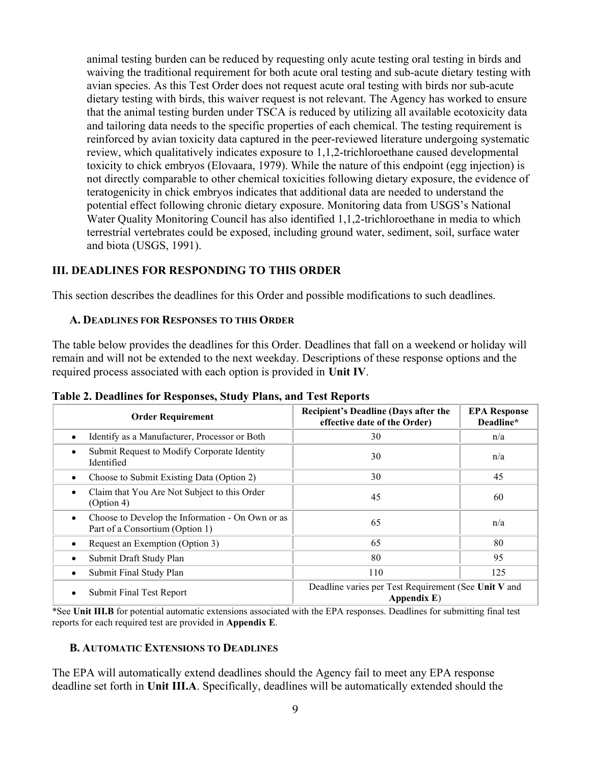animal testing burden can be reduced by requesting only acute testing oral testing in birds and waiving the traditional requirement for both acute oral testing and sub-acute dietary testing with avian species. As this Test Order does not request acute oral testing with birds nor sub-acute dietary testing with birds, this waiver request is not relevant. The Agency has worked to ensure that the animal testing burden under TSCA is reduced by utilizing all available ecotoxicity data and tailoring data needs to the specific properties of each chemical. The testing requirement is reinforced by avian toxicity data captured in the peer-reviewed literature undergoing systematic review, which qualitatively indicates exposure to 1,1,2-trichloroethane caused developmental toxicity to chick embryos (Elovaara, 1979). While the nature of this endpoint (egg injection) is not directly comparable to other chemical toxicities following dietary exposure, the evidence of teratogenicity in chick embryos indicates that additional data are needed to understand the potential effect following chronic dietary exposure. Monitoring data from USGS's National Water Quality Monitoring Council has also identified 1,1,2-trichloroethane in media to which terrestrial vertebrates could be exposed, including ground water, sediment, soil, surface water and biota (USGS, 1991).

## III. DEADLINES FOR RESPONDING TO THIS ORDER

This section describes the deadlines for this Order and possible modifications to such deadlines.

### A. Deadlines for Responses to this Order

The table below provides the deadlines for this Order. Deadlines that fall on a weekend or holiday will remain and will not be extended to the next weekday. Descriptions of these response options and the required process associated with each option is provided in **Unit IV**.

**Table 2. Deadlines for Responses, Study Plans, and Test Reports**

| Order Requirement | Recipient's Deadline (Days after the effective date of the Order) | EPA Response Deadline* |
|---|---|---|
| • Identify as a Manufacturer, Processor or Both | 30 | n/a |
| • Submit Request to Modify Corporate Identity Identified | 30 | n/a |
| • Choose to Submit Existing Data (Option 2) | 30 | 45 |
| • Claim that You Are Not Subject to this Order (Option 4) | 45 | 60 |
| • Choose to Develop the Information - On Own or as Part of a Consortium (Option 1) | 65 | n/a |
| • Request an Exemption (Option 3) | 65 | 80 |
| • Submit Draft Study Plan | 80 | 95 |
| • Submit Final Study Plan | 110 | 125 |
| • Submit Final Test Report | Deadline varies per Test Requirement (See **Unit V** and **Appendix E**) | |

*See **Unit III.B** for potential automatic extensions associated with the EPA responses. Deadlines for submitting final test reports for each required test are provided in **Appendix E**.

### B. Automatic Extensions to Deadlines

The EPA will automatically extend deadlines should the Agency fail to meet any EPA response deadline set forth in **Unit III.A**. Specifically, deadlines will be automatically extended should the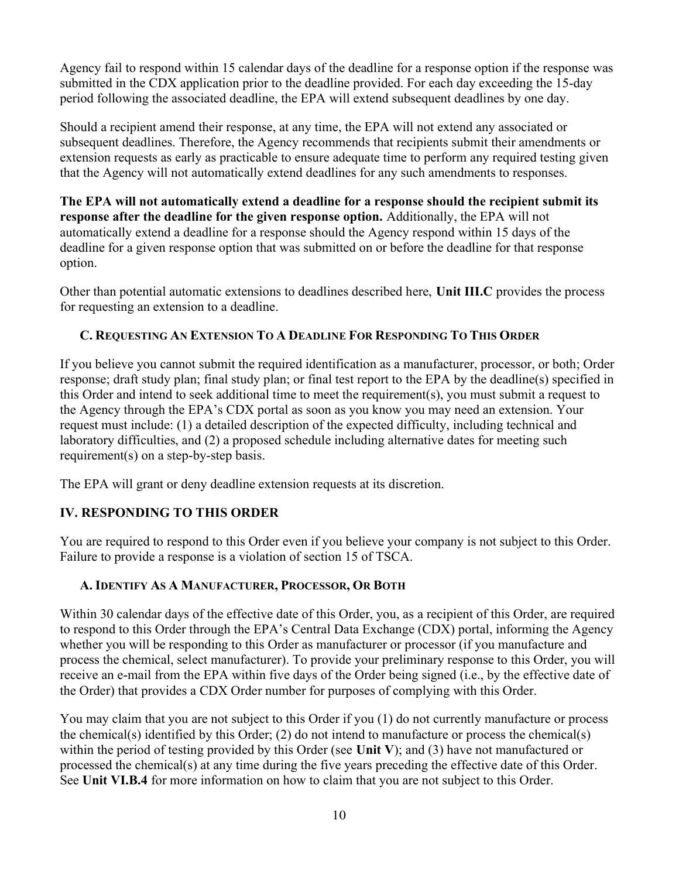Agency fail to respond within 15 calendar days of the deadline for a response option if the response was submitted in the CDX application prior to the deadline provided. For each day exceeding the 15-day period following the associated deadline, the EPA will extend subsequent deadlines by one day.

Should a recipient amend their response, at any time, the EPA will not extend any associated or subsequent deadlines. Therefore, the Agency recommends that recipients submit their amendments or extension requests as early as practicable to ensure adequate time to perform any required testing given that the Agency will not automatically extend deadlines for any such amendments to responses.

**The EPA will not automatically extend a deadline for a response should the recipient submit its response after the deadline for the given response option.** Additionally, the EPA will not automatically extend a deadline for a response should the Agency respond within 15 days of the deadline for a given response option that was submitted on or before the deadline for that response option.

Other than potential automatic extensions to deadlines described here, **Unit III.C** provides the process for requesting an extension to a deadline.

### C. Requesting An Extension To A Deadline For Responding To This Order

If you believe you cannot submit the required identification as a manufacturer, processor, or both; Order response; draft study plan; final study plan; or final test report to the EPA by the deadline(s) specified in this Order and intend to seek additional time to meet the requirement(s), you must submit a request to the Agency through the EPA's CDX portal as soon as you know you may need an extension. Your request must include: (1) a detailed description of the expected difficulty, including technical and laboratory difficulties, and (2) a proposed schedule including alternative dates for meeting such requirement(s) on a step-by-step basis.

The EPA will grant or deny deadline extension requests at its discretion.

## IV. RESPONDING TO THIS ORDER

You are required to respond to this Order even if you believe your company is not subject to this Order. Failure to provide a response is a violation of section 15 of TSCA.

### A. Identify As A Manufacturer, Processor, Or Both

Within 30 calendar days of the effective date of this Order, you, as a recipient of this Order, are required to respond to this Order through the EPA's Central Data Exchange (CDX) portal, informing the Agency whether you will be responding to this Order as manufacturer or processor (if you manufacture and process the chemical, select manufacturer). To provide your preliminary response to this Order, you will receive an e-mail from the EPA within five days of the Order being signed (i.e., by the effective date of the Order) that provides a CDX Order number for purposes of complying with this Order.

You may claim that you are not subject to this Order if you (1) do not currently manufacture or process the chemical(s) identified by this Order; (2) do not intend to manufacture or process the chemical(s) within the period of testing provided by this Order (see **Unit V**); and (3) have not manufactured or processed the chemical(s) at any time during the five years preceding the effective date of this Order. See **Unit VI.B.4** for more information on how to claim that you are not subject to this Order.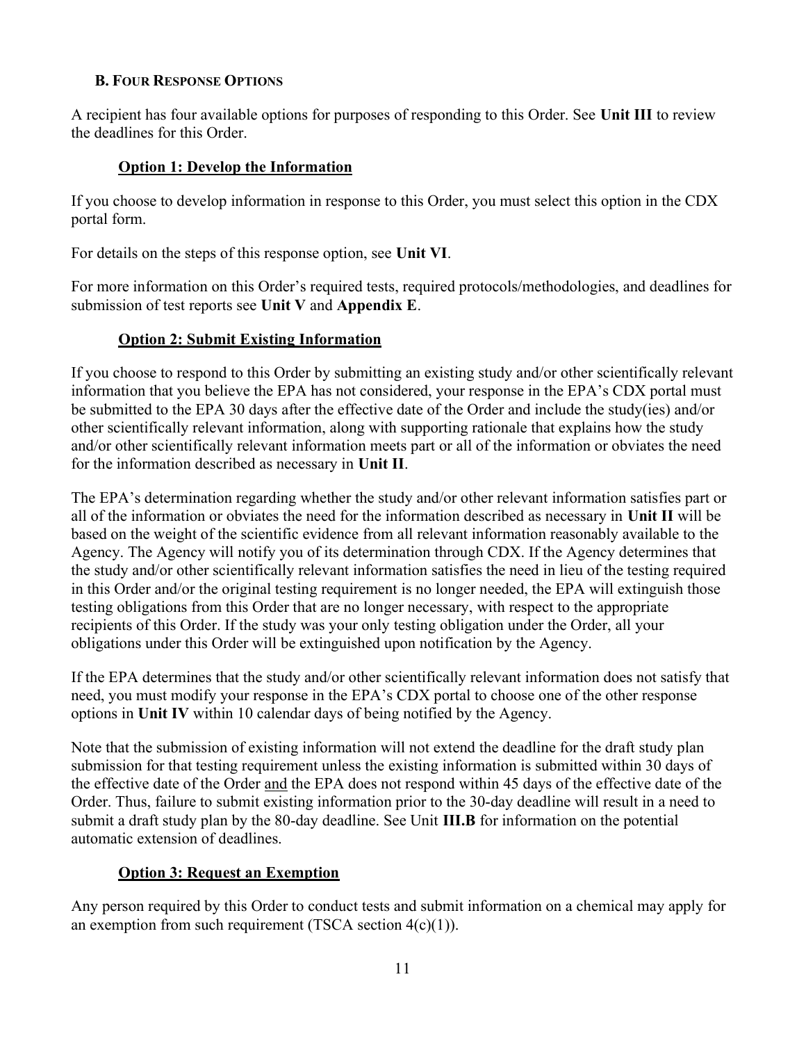### B. Four Response Options

A recipient has four available options for purposes of responding to this Order. See **Unit III** to review the deadlines for this Order.

#### Option 1: Develop the Information

If you choose to develop information in response to this Order, you must select this option in the CDX portal form.

For details on the steps of this response option, see **Unit VI**.

For more information on this Order's required tests, required protocols/methodologies, and deadlines for submission of test reports see **Unit V** and **Appendix E**.

#### Option 2: Submit Existing Information

If you choose to respond to this Order by submitting an existing study and/or other scientifically relevant information that you believe the EPA has not considered, your response in the EPA's CDX portal must be submitted to the EPA 30 days after the effective date of the Order and include the study(ies) and/or other scientifically relevant information, along with supporting rationale that explains how the study and/or other scientifically relevant information meets part or all of the information or obviates the need for the information described as necessary in **Unit II**.

The EPA's determination regarding whether the study and/or other relevant information satisfies part or all of the information or obviates the need for the information described as necessary in **Unit II** will be based on the weight of the scientific evidence from all relevant information reasonably available to the Agency. The Agency will notify you of its determination through CDX. If the Agency determines that the study and/or other scientifically relevant information satisfies the need in lieu of the testing required in this Order and/or the original testing requirement is no longer needed, the EPA will extinguish those testing obligations from this Order that are no longer necessary, with respect to the appropriate recipients of this Order. If the study was your only testing obligation under the Order, all your obligations under this Order will be extinguished upon notification by the Agency.

If the EPA determines that the study and/or other scientifically relevant information does not satisfy that need, you must modify your response in the EPA's CDX portal to choose one of the other response options in **Unit IV** within 10 calendar days of being notified by the Agency.

Note that the submission of existing information will not extend the deadline for the draft study plan submission for that testing requirement unless the existing information is submitted within 30 days of the effective date of the Order and the EPA does not respond within 45 days of the effective date of the Order. Thus, failure to submit existing information prior to the 30-day deadline will result in a need to submit a draft study plan by the 80-day deadline. See Unit **III.B** for information on the potential automatic extension of deadlines.

#### Option 3: Request an Exemption

Any person required by this Order to conduct tests and submit information on a chemical may apply for an exemption from such requirement (TSCA section 4(c)(1)).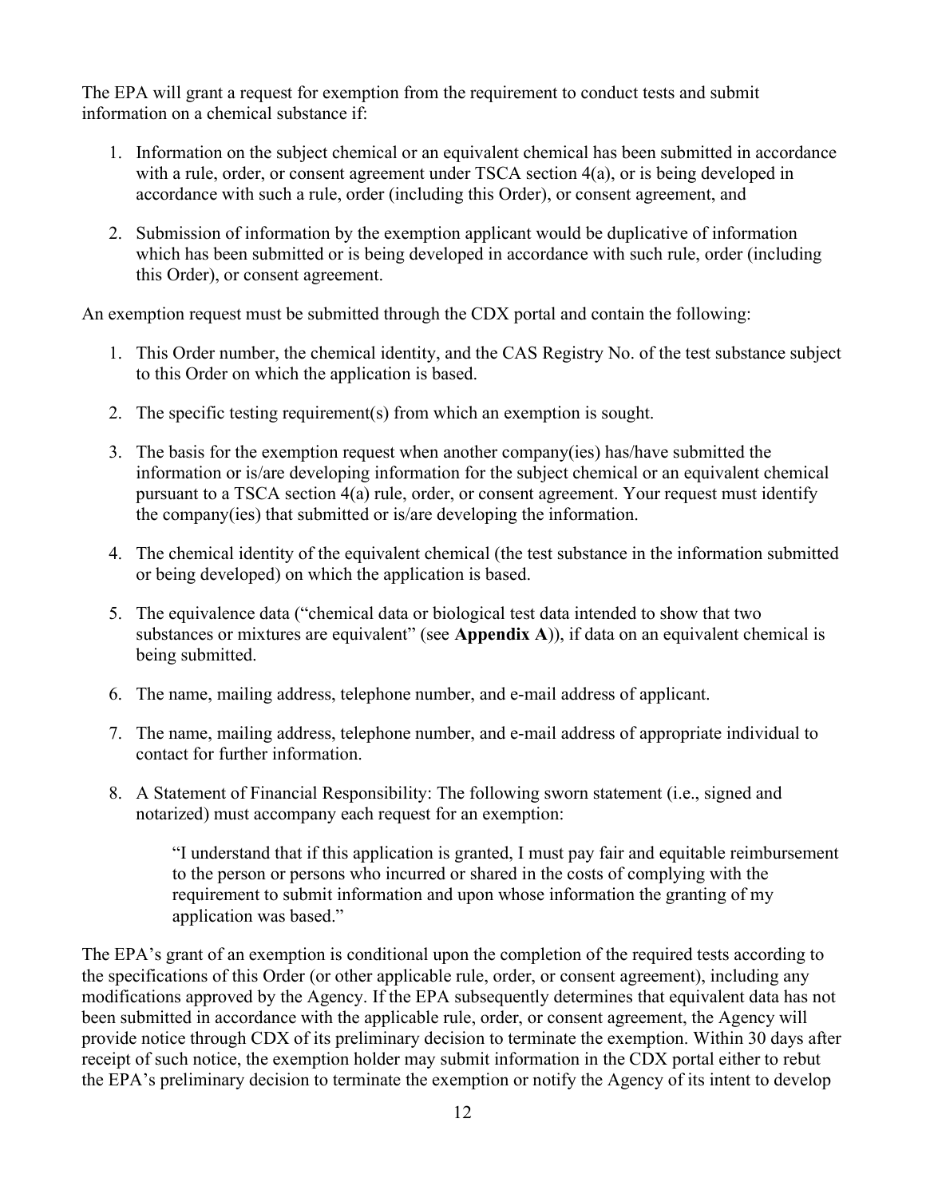The EPA will grant a request for exemption from the requirement to conduct tests and submit information on a chemical substance if:

1. Information on the subject chemical or an equivalent chemical has been submitted in accordance with a rule, order, or consent agreement under TSCA section 4(a), or is being developed in accordance with such a rule, order (including this Order), or consent agreement, and
2. Submission of information by the exemption applicant would be duplicative of information which has been submitted or is being developed in accordance with such rule, order (including this Order), or consent agreement.

An exemption request must be submitted through the CDX portal and contain the following:

1. This Order number, the chemical identity, and the CAS Registry No. of the test substance subject to this Order on which the application is based.
2. The specific testing requirement(s) from which an exemption is sought.
3. The basis for the exemption request when another company(ies) has/have submitted the information or is/are developing information for the subject chemical or an equivalent chemical pursuant to a TSCA section 4(a) rule, order, or consent agreement. Your request must identify the company(ies) that submitted or is/are developing the information.
4. The chemical identity of the equivalent chemical (the test substance in the information submitted or being developed) on which the application is based.
5. The equivalence data ("chemical data or biological test data intended to show that two substances or mixtures are equivalent" (see **Appendix A**)), if data on an equivalent chemical is being submitted.
6. The name, mailing address, telephone number, and e-mail address of applicant.
7. The name, mailing address, telephone number, and e-mail address of appropriate individual to contact for further information.
8. A Statement of Financial Responsibility: The following sworn statement (i.e., signed and notarized) must accompany each request for an exemption:

   > "I understand that if this application is granted, I must pay fair and equitable reimbursement to the person or persons who incurred or shared in the costs of complying with the requirement to submit information and upon whose information the granting of my application was based."

The EPA's grant of an exemption is conditional upon the completion of the required tests according to the specifications of this Order (or other applicable rule, order, or consent agreement), including any modifications approved by the Agency. If the EPA subsequently determines that equivalent data has not been submitted in accordance with the applicable rule, order, or consent agreement, the Agency will provide notice through CDX of its preliminary decision to terminate the exemption. Within 30 days after receipt of such notice, the exemption holder may submit information in the CDX portal either to rebut the EPA's preliminary decision to terminate the exemption or notify the Agency of its intent to develop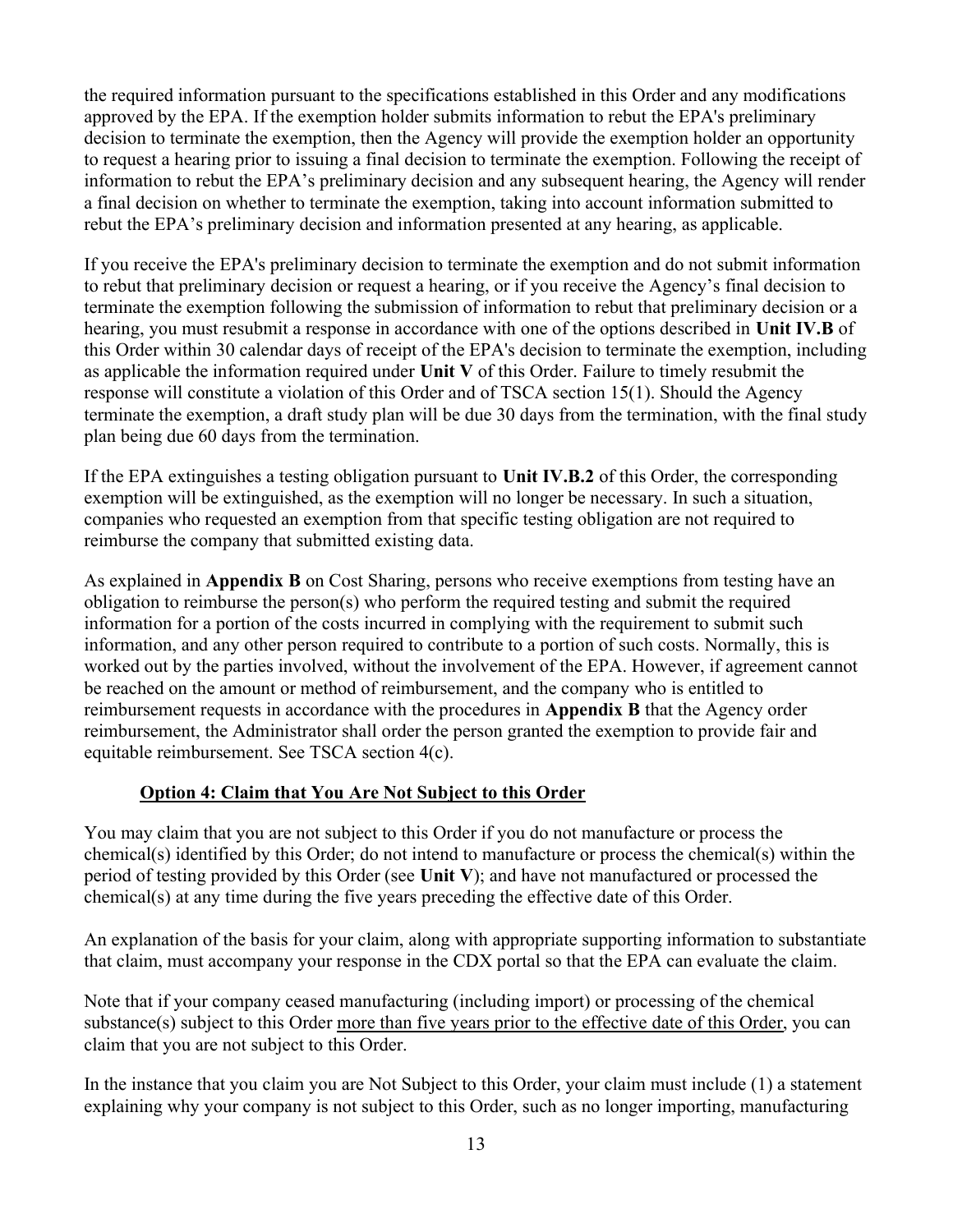the required information pursuant to the specifications established in this Order and any modifications approved by the EPA. If the exemption holder submits information to rebut the EPA's preliminary decision to terminate the exemption, then the Agency will provide the exemption holder an opportunity to request a hearing prior to issuing a final decision to terminate the exemption. Following the receipt of information to rebut the EPA's preliminary decision and any subsequent hearing, the Agency will render a final decision on whether to terminate the exemption, taking into account information submitted to rebut the EPA's preliminary decision and information presented at any hearing, as applicable.

If you receive the EPA's preliminary decision to terminate the exemption and do not submit information to rebut that preliminary decision or request a hearing, or if you receive the Agency's final decision to terminate the exemption following the submission of information to rebut that preliminary decision or a hearing, you must resubmit a response in accordance with one of the options described in **Unit IV.B** of this Order within 30 calendar days of receipt of the EPA's decision to terminate the exemption, including as applicable the information required under **Unit V** of this Order. Failure to timely resubmit the response will constitute a violation of this Order and of TSCA section 15(1). Should the Agency terminate the exemption, a draft study plan will be due 30 days from the termination, with the final study plan being due 60 days from the termination.

If the EPA extinguishes a testing obligation pursuant to **Unit IV.B.2** of this Order, the corresponding exemption will be extinguished, as the exemption will no longer be necessary. In such a situation, companies who requested an exemption from that specific testing obligation are not required to reimburse the company that submitted existing data.

As explained in **Appendix B** on Cost Sharing, persons who receive exemptions from testing have an obligation to reimburse the person(s) who perform the required testing and submit the required information for a portion of the costs incurred in complying with the requirement to submit such information, and any other person required to contribute to a portion of such costs. Normally, this is worked out by the parties involved, without the involvement of the EPA. However, if agreement cannot be reached on the amount or method of reimbursement, and the company who is entitled to reimbursement requests in accordance with the procedures in **Appendix B** that the Agency order reimbursement, the Administrator shall order the person granted the exemption to provide fair and equitable reimbursement. See TSCA section 4(c).

**Option 4: Claim that You Are Not Subject to this Order**

You may claim that you are not subject to this Order if you do not manufacture or process the chemical(s) identified by this Order; do not intend to manufacture or process the chemical(s) within the period of testing provided by this Order (see **Unit V**); and have not manufactured or processed the chemical(s) at any time during the five years preceding the effective date of this Order.

An explanation of the basis for your claim, along with appropriate supporting information to substantiate that claim, must accompany your response in the CDX portal so that the EPA can evaluate the claim.

Note that if your company ceased manufacturing (including import) or processing of the chemical substance(s) subject to this Order more than five years prior to the effective date of this Order, you can claim that you are not subject to this Order.

In the instance that you claim you are Not Subject to this Order, your claim must include (1) a statement explaining why your company is not subject to this Order, such as no longer importing, manufacturing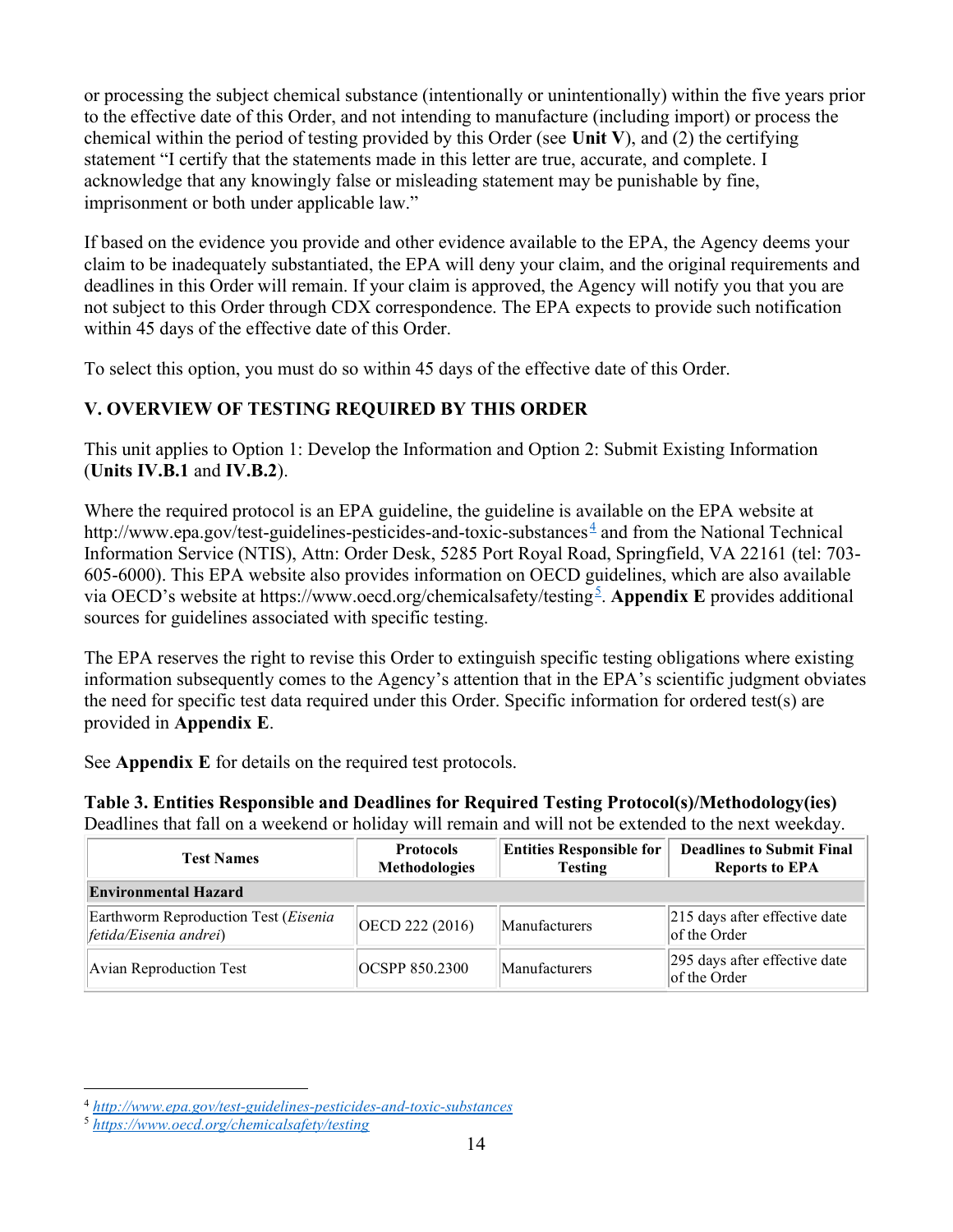or processing the subject chemical substance (intentionally or unintentionally) within the five years prior to the effective date of this Order, and not intending to manufacture (including import) or process the chemical within the period of testing provided by this Order (see **Unit V**), and (2) the certifying statement "I certify that the statements made in this letter are true, accurate, and complete. I acknowledge that any knowingly false or misleading statement may be punishable by fine, imprisonment or both under applicable law."

If based on the evidence you provide and other evidence available to the EPA, the Agency deems your claim to be inadequately substantiated, the EPA will deny your claim, and the original requirements and deadlines in this Order will remain. If your claim is approved, the Agency will notify you that you are not subject to this Order through CDX correspondence. The EPA expects to provide such notification within 45 days of the effective date of this Order.

To select this option, you must do so within 45 days of the effective date of this Order.

## V. OVERVIEW OF TESTING REQUIRED BY THIS ORDER

This unit applies to Option 1: Develop the Information and Option 2: Submit Existing Information (**Units IV.B.1** and **IV.B.2**).

Where the required protocol is an EPA guideline, the guideline is available on the EPA website at http://www.epa.gov/test-guidelines-pesticides-and-toxic-substances[4] and from the National Technical Information Service (NTIS), Attn: Order Desk, 5285 Port Royal Road, Springfield, VA 22161 (tel: 703-605-6000). This EPA website also provides information on OECD guidelines, which are also available via OECD's website at https://www.oecd.org/chemicalsafety/testing[5]. **Appendix E** provides additional sources for guidelines associated with specific testing.

The EPA reserves the right to revise this Order to extinguish specific testing obligations where existing information subsequently comes to the Agency's attention that in the EPA's scientific judgment obviates the need for specific test data required under this Order. Specific information for ordered test(s) are provided in **Appendix E**.

See **Appendix E** for details on the required test protocols.

**Table 3. Entities Responsible and Deadlines for Required Testing Protocol(s)/Methodology(ies)**
Deadlines that fall on a weekend or holiday will remain and will not be extended to the next weekday.

| Test Names | Protocols Methodologies | Entities Responsible for Testing | Deadlines to Submit Final Reports to EPA |
|---|---|---|---|
| **Environmental Hazard** | | | |
| Earthworm Reproduction Test (*Eisenia fetida/Eisenia andrei*) | OECD 222 (2016) | Manufacturers | 215 days after effective date of the Order |
| Avian Reproduction Test | OCSPP 850.2300 | Manufacturers | 295 days after effective date of the Order |

[4] http://www.epa.gov/test-guidelines-pesticides-and-toxic-substances
[5] https://www.oecd.org/chemicalsafety/testing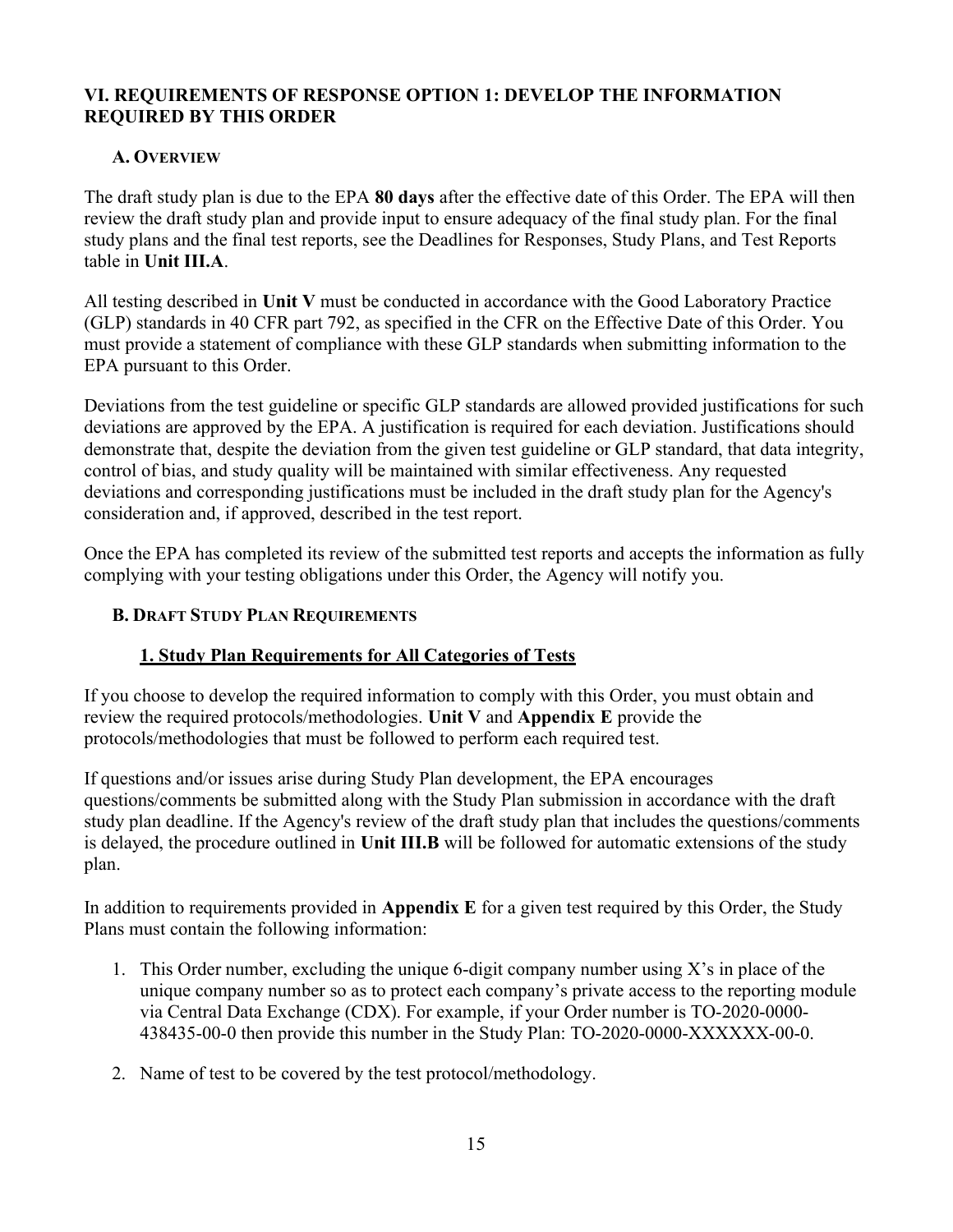## VI. REQUIREMENTS OF RESPONSE OPTION 1: DEVELOP THE INFORMATION REQUIRED BY THIS ORDER

### A. Overview

The draft study plan is due to the EPA **80 days** after the effective date of this Order. The EPA will then review the draft study plan and provide input to ensure adequacy of the final study plan. For the final study plans and the final test reports, see the Deadlines for Responses, Study Plans, and Test Reports table in **Unit III.A**.

All testing described in **Unit V** must be conducted in accordance with the Good Laboratory Practice (GLP) standards in 40 CFR part 792, as specified in the CFR on the Effective Date of this Order. You must provide a statement of compliance with these GLP standards when submitting information to the EPA pursuant to this Order.

Deviations from the test guideline or specific GLP standards are allowed provided justifications for such deviations are approved by the EPA. A justification is required for each deviation. Justifications should demonstrate that, despite the deviation from the given test guideline or GLP standard, that data integrity, control of bias, and study quality will be maintained with similar effectiveness. Any requested deviations and corresponding justifications must be included in the draft study plan for the Agency's consideration and, if approved, described in the test report.

Once the EPA has completed its review of the submitted test reports and accepts the information as fully complying with your testing obligations under this Order, the Agency will notify you.

### B. Draft Study Plan Requirements

#### 1. Study Plan Requirements for All Categories of Tests

If you choose to develop the required information to comply with this Order, you must obtain and review the required protocols/methodologies. **Unit V** and **Appendix E** provide the protocols/methodologies that must be followed to perform each required test.

If questions and/or issues arise during Study Plan development, the EPA encourages questions/comments be submitted along with the Study Plan submission in accordance with the draft study plan deadline. If the Agency's review of the draft study plan that includes the questions/comments is delayed, the procedure outlined in **Unit III.B** will be followed for automatic extensions of the study plan.

In addition to requirements provided in **Appendix E** for a given test required by this Order, the Study Plans must contain the following information:

1. This Order number, excluding the unique 6-digit company number using X's in place of the unique company number so as to protect each company's private access to the reporting module via Central Data Exchange (CDX). For example, if your Order number is TO-2020-0000-438435-00-0 then provide this number in the Study Plan: TO-2020-0000-XXXXXX-00-0.
2. Name of test to be covered by the test protocol/methodology.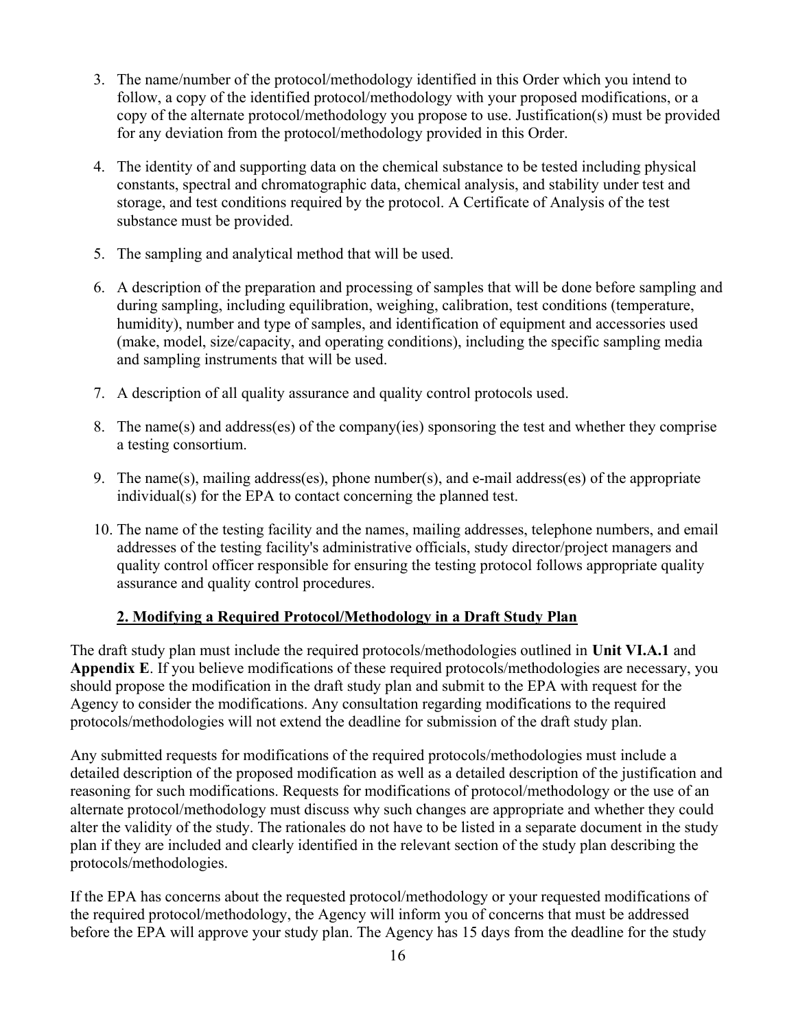3. The name/number of the protocol/methodology identified in this Order which you intend to follow, a copy of the identified protocol/methodology with your proposed modifications, or a copy of the alternate protocol/methodology you propose to use. Justification(s) must be provided for any deviation from the protocol/methodology provided in this Order.

4. The identity of and supporting data on the chemical substance to be tested including physical constants, spectral and chromatographic data, chemical analysis, and stability under test and storage, and test conditions required by the protocol. A Certificate of Analysis of the test substance must be provided.

5. The sampling and analytical method that will be used.

6. A description of the preparation and processing of samples that will be done before sampling and during sampling, including equilibration, weighing, calibration, test conditions (temperature, humidity), number and type of samples, and identification of equipment and accessories used (make, model, size/capacity, and operating conditions), including the specific sampling media and sampling instruments that will be used.

7. A description of all quality assurance and quality control protocols used.

8. The name(s) and address(es) of the company(ies) sponsoring the test and whether they comprise a testing consortium.

9. The name(s), mailing address(es), phone number(s), and e-mail address(es) of the appropriate individual(s) for the EPA to contact concerning the planned test.

10. The name of the testing facility and the names, mailing addresses, telephone numbers, and email addresses of the testing facility's administrative officials, study director/project managers and quality control officer responsible for ensuring the testing protocol follows appropriate quality assurance and quality control procedures.

### 2. Modifying a Required Protocol/Methodology in a Draft Study Plan

The draft study plan must include the required protocols/methodologies outlined in **Unit VI.A.1** and **Appendix E**. If you believe modifications of these required protocols/methodologies are necessary, you should propose the modification in the draft study plan and submit to the EPA with request for the Agency to consider the modifications. Any consultation regarding modifications to the required protocols/methodologies will not extend the deadline for submission of the draft study plan.

Any submitted requests for modifications of the required protocols/methodologies must include a detailed description of the proposed modification as well as a detailed description of the justification and reasoning for such modifications. Requests for modifications of protocol/methodology or the use of an alternate protocol/methodology must discuss why such changes are appropriate and whether they could alter the validity of the study. The rationales do not have to be listed in a separate document in the study plan if they are included and clearly identified in the relevant section of the study plan describing the protocols/methodologies.

If the EPA has concerns about the requested protocol/methodology or your requested modifications of the required protocol/methodology, the Agency will inform you of concerns that must be addressed before the EPA will approve your study plan. The Agency has 15 days from the deadline for the study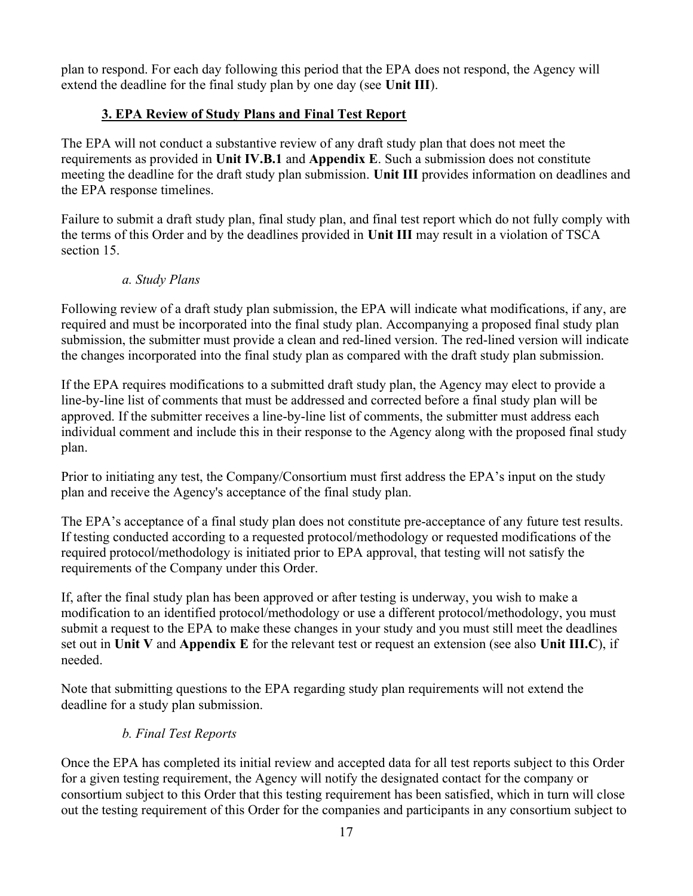plan to respond. For each day following this period that the EPA does not respond, the Agency will extend the deadline for the final study plan by one day (see **Unit III**).

### 3. EPA Review of Study Plans and Final Test Report

The EPA will not conduct a substantive review of any draft study plan that does not meet the requirements as provided in **Unit IV.B.1** and **Appendix E**. Such a submission does not constitute meeting the deadline for the draft study plan submission. **Unit III** provides information on deadlines and the EPA response timelines.

Failure to submit a draft study plan, final study plan, and final test report which do not fully comply with the terms of this Order and by the deadlines provided in **Unit III** may result in a violation of TSCA section 15.

#### *a. Study Plans*

Following review of a draft study plan submission, the EPA will indicate what modifications, if any, are required and must be incorporated into the final study plan. Accompanying a proposed final study plan submission, the submitter must provide a clean and red-lined version. The red-lined version will indicate the changes incorporated into the final study plan as compared with the draft study plan submission.

If the EPA requires modifications to a submitted draft study plan, the Agency may elect to provide a line-by-line list of comments that must be addressed and corrected before a final study plan will be approved. If the submitter receives a line-by-line list of comments, the submitter must address each individual comment and include this in their response to the Agency along with the proposed final study plan.

Prior to initiating any test, the Company/Consortium must first address the EPA's input on the study plan and receive the Agency's acceptance of the final study plan.

The EPA's acceptance of a final study plan does not constitute pre-acceptance of any future test results. If testing conducted according to a requested protocol/methodology or requested modifications of the required protocol/methodology is initiated prior to EPA approval, that testing will not satisfy the requirements of the Company under this Order.

If, after the final study plan has been approved or after testing is underway, you wish to make a modification to an identified protocol/methodology or use a different protocol/methodology, you must submit a request to the EPA to make these changes in your study and you must still meet the deadlines set out in **Unit V** and **Appendix E** for the relevant test or request an extension (see also **Unit III.C**), if needed.

Note that submitting questions to the EPA regarding study plan requirements will not extend the deadline for a study plan submission.

#### *b. Final Test Reports*

Once the EPA has completed its initial review and accepted data for all test reports subject to this Order for a given testing requirement, the Agency will notify the designated contact for the company or consortium subject to this Order that this testing requirement has been satisfied, which in turn will close out the testing requirement of this Order for the companies and participants in any consortium subject to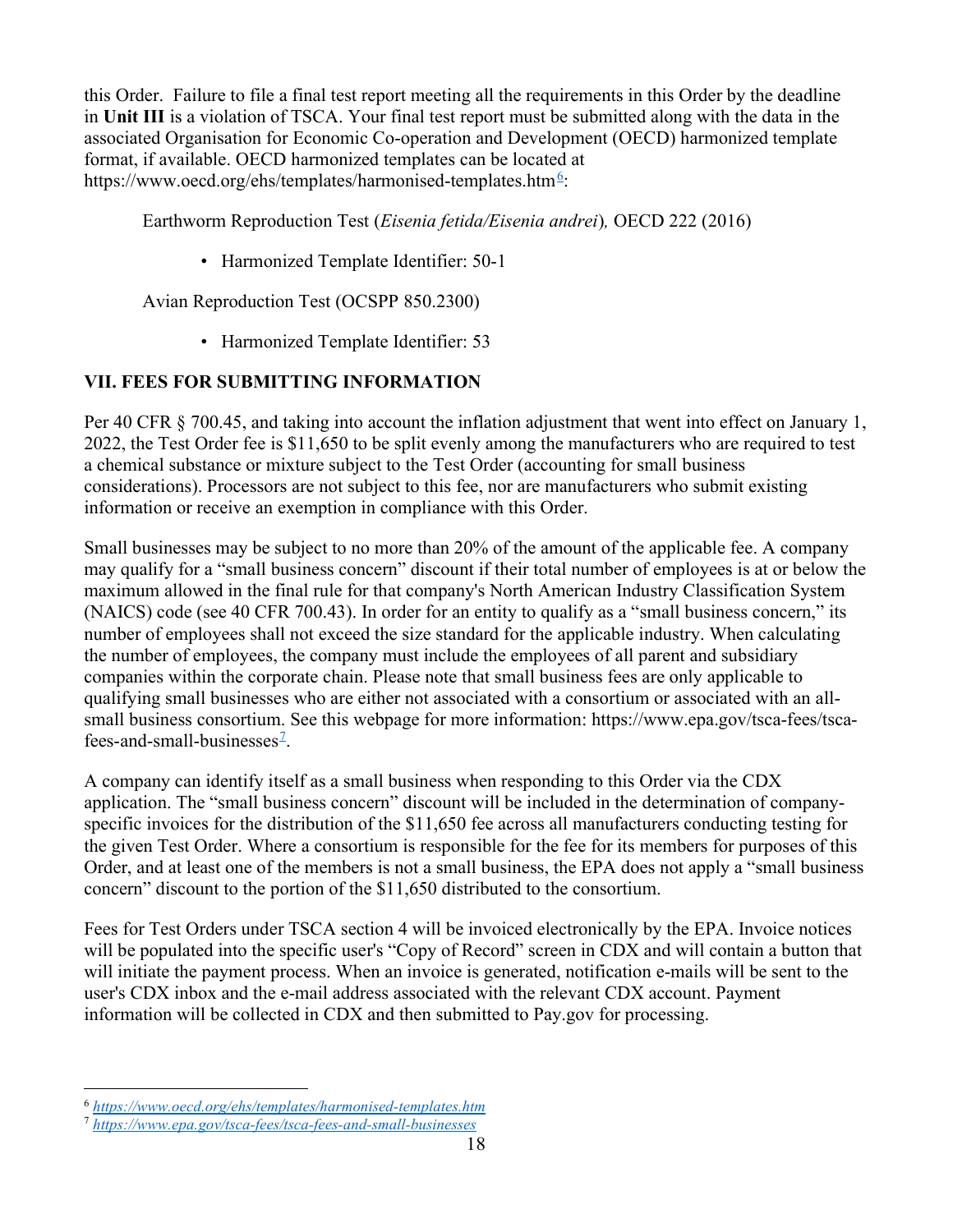this Order. Failure to file a final test report meeting all the requirements in this Order by the deadline in **Unit III** is a violation of TSCA. Your final test report must be submitted along with the data in the associated Organisation for Economic Co-operation and Development (OECD) harmonized template format, if available. OECD harmonized templates can be located at https://www.oecd.org/ehs/templates/harmonised-templates.htm[6]:

Earthworm Reproduction Test (*Eisenia fetida/Eisenia andrei*), OECD 222 (2016)

- Harmonized Template Identifier: 50-1

Avian Reproduction Test (OCSPP 850.2300)

- Harmonized Template Identifier: 53

## VII. FEES FOR SUBMITTING INFORMATION

Per 40 CFR § 700.45, and taking into account the inflation adjustment that went into effect on January 1, 2022, the Test Order fee is $11,650 to be split evenly among the manufacturers who are required to test a chemical substance or mixture subject to the Test Order (accounting for small business considerations). Processors are not subject to this fee, nor are manufacturers who submit existing information or receive an exemption in compliance with this Order.

Small businesses may be subject to no more than 20% of the amount of the applicable fee. A company may qualify for a "small business concern" discount if their total number of employees is at or below the maximum allowed in the final rule for that company's North American Industry Classification System (NAICS) code (see 40 CFR 700.43). In order for an entity to qualify as a "small business concern," its number of employees shall not exceed the size standard for the applicable industry. When calculating the number of employees, the company must include the employees of all parent and subsidiary companies within the corporate chain. Please note that small business fees are only applicable to qualifying small businesses who are either not associated with a consortium or associated with an all-small business consortium. See this webpage for more information: https://www.epa.gov/tsca-fees/tsca-fees-and-small-businesses[7].

A company can identify itself as a small business when responding to this Order via the CDX application. The "small business concern" discount will be included in the determination of company-specific invoices for the distribution of the $11,650 fee across all manufacturers conducting testing for the given Test Order. Where a consortium is responsible for the fee for its members for purposes of this Order, and at least one of the members is not a small business, the EPA does not apply a "small business concern" discount to the portion of the $11,650 distributed to the consortium.

Fees for Test Orders under TSCA section 4 will be invoiced electronically by the EPA. Invoice notices will be populated into the specific user's "Copy of Record" screen in CDX and will contain a button that will initiate the payment process. When an invoice is generated, notification e-mails will be sent to the user's CDX inbox and the e-mail address associated with the relevant CDX account. Payment information will be collected in CDX and then submitted to Pay.gov for processing.

---

[6] *https://www.oecd.org/ehs/templates/harmonised-templates.htm*

[7] *https://www.epa.gov/tsca-fees/tsca-fees-and-small-businesses*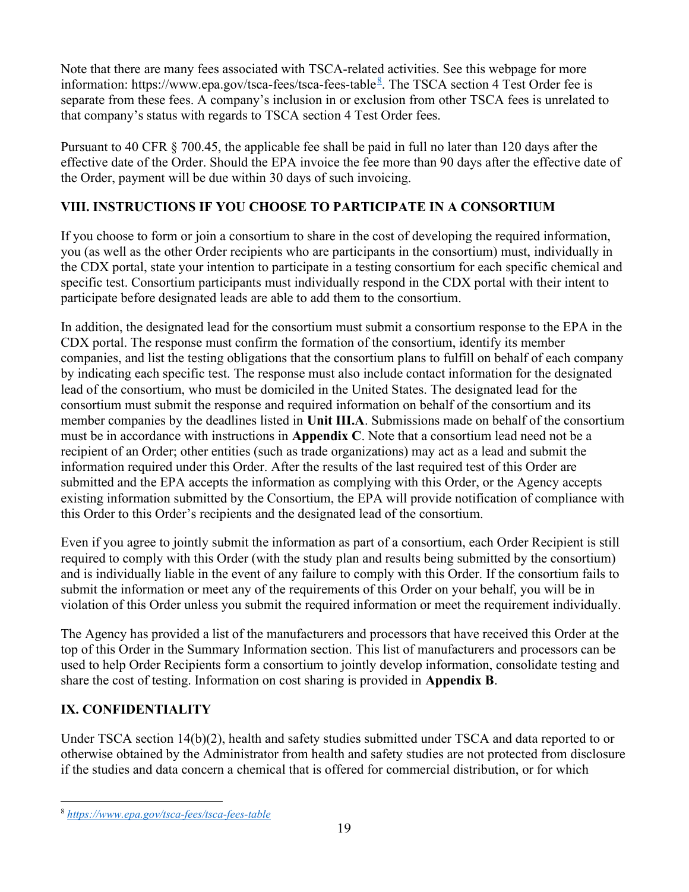Note that there are many fees associated with TSCA-related activities. See this webpage for more information: https://www.epa.gov/tsca-fees/tsca-fees-table[8]. The TSCA section 4 Test Order fee is separate from these fees. A company's inclusion in or exclusion from other TSCA fees is unrelated to that company's status with regards to TSCA section 4 Test Order fees.

Pursuant to 40 CFR § 700.45, the applicable fee shall be paid in full no later than 120 days after the effective date of the Order. Should the EPA invoice the fee more than 90 days after the effective date of the Order, payment will be due within 30 days of such invoicing.

## VIII. INSTRUCTIONS IF YOU CHOOSE TO PARTICIPATE IN A CONSORTIUM

If you choose to form or join a consortium to share in the cost of developing the required information, you (as well as the other Order recipients who are participants in the consortium) must, individually in the CDX portal, state your intention to participate in a testing consortium for each specific chemical and specific test. Consortium participants must individually respond in the CDX portal with their intent to participate before designated leads are able to add them to the consortium.

In addition, the designated lead for the consortium must submit a consortium response to the EPA in the CDX portal. The response must confirm the formation of the consortium, identify its member companies, and list the testing obligations that the consortium plans to fulfill on behalf of each company by indicating each specific test. The response must also include contact information for the designated lead of the consortium, who must be domiciled in the United States. The designated lead for the consortium must submit the response and required information on behalf of the consortium and its member companies by the deadlines listed in **Unit III.A**. Submissions made on behalf of the consortium must be in accordance with instructions in **Appendix C**. Note that a consortium lead need not be a recipient of an Order; other entities (such as trade organizations) may act as a lead and submit the information required under this Order. After the results of the last required test of this Order are submitted and the EPA accepts the information as complying with this Order, or the Agency accepts existing information submitted by the Consortium, the EPA will provide notification of compliance with this Order to this Order's recipients and the designated lead of the consortium.

Even if you agree to jointly submit the information as part of a consortium, each Order Recipient is still required to comply with this Order (with the study plan and results being submitted by the consortium) and is individually liable in the event of any failure to comply with this Order. If the consortium fails to submit the information or meet any of the requirements of this Order on your behalf, you will be in violation of this Order unless you submit the required information or meet the requirement individually.

The Agency has provided a list of the manufacturers and processors that have received this Order at the top of this Order in the Summary Information section. This list of manufacturers and processors can be used to help Order Recipients form a consortium to jointly develop information, consolidate testing and share the cost of testing. Information on cost sharing is provided in **Appendix B**.

## IX. CONFIDENTIALITY

Under TSCA section 14(b)(2), health and safety studies submitted under TSCA and data reported to or otherwise obtained by the Administrator from health and safety studies are not protected from disclosure if the studies and data concern a chemical that is offered for commercial distribution, or for which

[8] *https://www.epa.gov/tsca-fees/tsca-fees-table*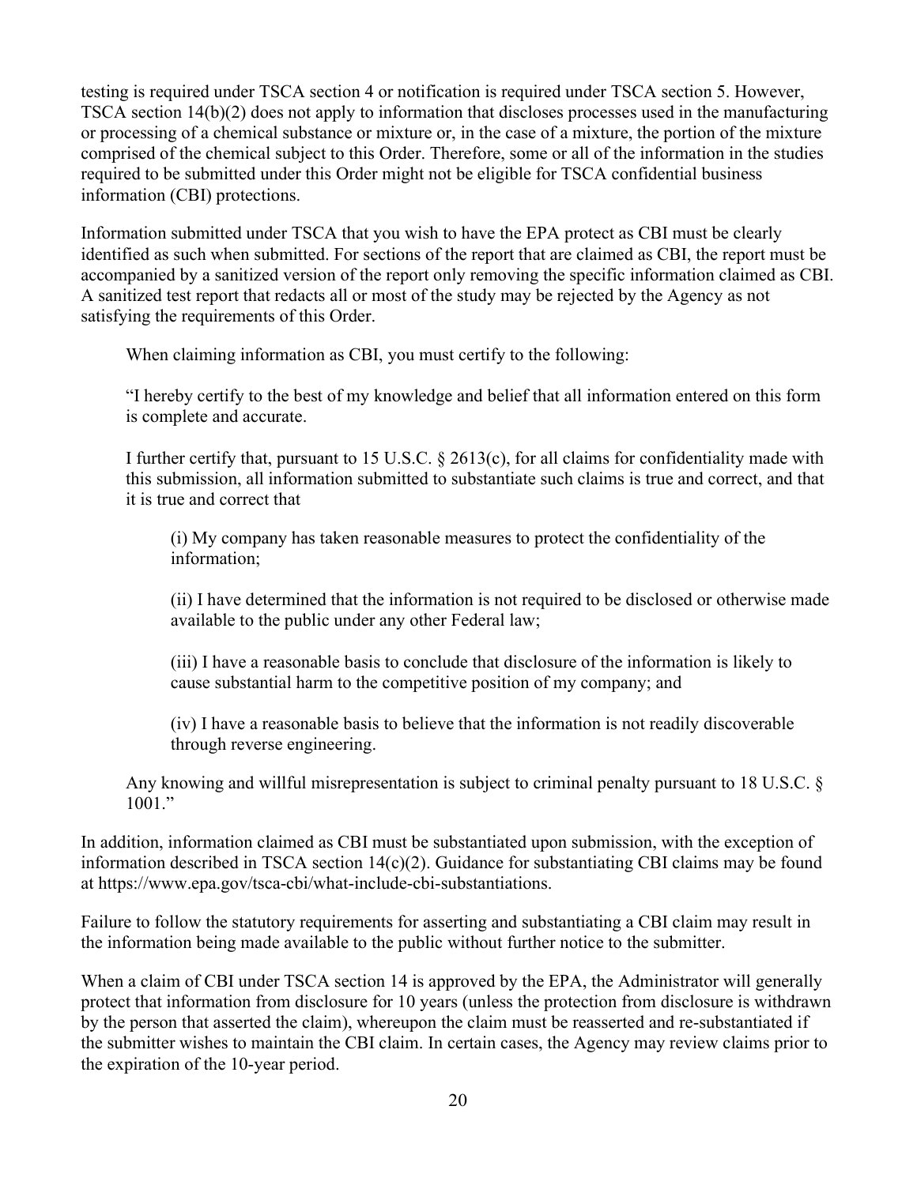testing is required under TSCA section 4 or notification is required under TSCA section 5. However, TSCA section 14(b)(2) does not apply to information that discloses processes used in the manufacturing or processing of a chemical substance or mixture or, in the case of a mixture, the portion of the mixture comprised of the chemical subject to this Order. Therefore, some or all of the information in the studies required to be submitted under this Order might not be eligible for TSCA confidential business information (CBI) protections.

Information submitted under TSCA that you wish to have the EPA protect as CBI must be clearly identified as such when submitted. For sections of the report that are claimed as CBI, the report must be accompanied by a sanitized version of the report only removing the specific information claimed as CBI. A sanitized test report that redacts all or most of the study may be rejected by the Agency as not satisfying the requirements of this Order.

> When claiming information as CBI, you must certify to the following:
>
> "I hereby certify to the best of my knowledge and belief that all information entered on this form is complete and accurate.
>
> I further certify that, pursuant to 15 U.S.C. § 2613(c), for all claims for confidentiality made with this submission, all information submitted to substantiate such claims is true and correct, and that it is true and correct that
>
> > (i) My company has taken reasonable measures to protect the confidentiality of the information;
> >
> > (ii) I have determined that the information is not required to be disclosed or otherwise made available to the public under any other Federal law;
> >
> > (iii) I have a reasonable basis to conclude that disclosure of the information is likely to cause substantial harm to the competitive position of my company; and
> >
> > (iv) I have a reasonable basis to believe that the information is not readily discoverable through reverse engineering.
>
> Any knowing and willful misrepresentation is subject to criminal penalty pursuant to 18 U.S.C. § 1001."

In addition, information claimed as CBI must be substantiated upon submission, with the exception of information described in TSCA section 14(c)(2). Guidance for substantiating CBI claims may be found at https://www.epa.gov/tsca-cbi/what-include-cbi-substantiations.

Failure to follow the statutory requirements for asserting and substantiating a CBI claim may result in the information being made available to the public without further notice to the submitter.

When a claim of CBI under TSCA section 14 is approved by the EPA, the Administrator will generally protect that information from disclosure for 10 years (unless the protection from disclosure is withdrawn by the person that asserted the claim), whereupon the claim must be reasserted and re-substantiated if the submitter wishes to maintain the CBI claim. In certain cases, the Agency may review claims prior to the expiration of the 10-year period.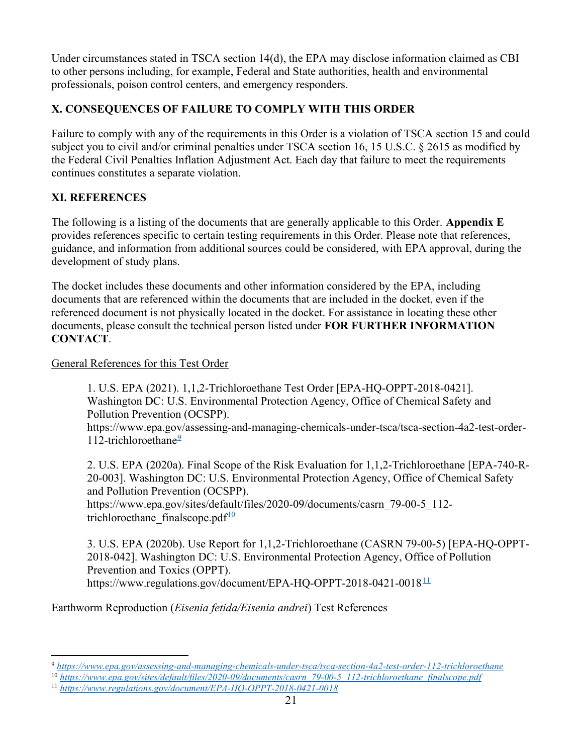Under circumstances stated in TSCA section 14(d), the EPA may disclose information claimed as CBI to other persons including, for example, Federal and State authorities, health and environmental professionals, poison control centers, and emergency responders.

## X. CONSEQUENCES OF FAILURE TO COMPLY WITH THIS ORDER

Failure to comply with any of the requirements in this Order is a violation of TSCA section 15 and could subject you to civil and/or criminal penalties under TSCA section 16, 15 U.S.C. § 2615 as modified by the Federal Civil Penalties Inflation Adjustment Act. Each day that failure to meet the requirements continues constitutes a separate violation.

## XI. REFERENCES

The following is a listing of the documents that are generally applicable to this Order. **Appendix E** provides references specific to certain testing requirements in this Order. Please note that references, guidance, and information from additional sources could be considered, with EPA approval, during the development of study plans.

The docket includes these documents and other information considered by the EPA, including documents that are referenced within the documents that are included in the docket, even if the referenced document is not physically located in the docket. For assistance in locating these other documents, please consult the technical person listed under **FOR FURTHER INFORMATION CONTACT**.

General References for this Test Order

1. U.S. EPA (2021). 1,1,2-Trichloroethane Test Order [EPA-HQ-OPPT-2018-0421]. Washington DC: U.S. Environmental Protection Agency, Office of Chemical Safety and Pollution Prevention (OCSPP). https://www.epa.gov/assessing-and-managing-chemicals-under-tsca/tsca-section-4a2-test-order-112-trichloroethane[9]

2. U.S. EPA (2020a). Final Scope of the Risk Evaluation for 1,1,2-Trichloroethane [EPA-740-R-20-003]. Washington DC: U.S. Environmental Protection Agency, Office of Chemical Safety and Pollution Prevention (OCSPP). https://www.epa.gov/sites/default/files/2020-09/documents/casrn_79-00-5_112-trichloroethane_finalscope.pdf[10]

3. U.S. EPA (2020b). Use Report for 1,1,2-Trichloroethane (CASRN 79-00-5) [EPA-HQ-OPPT-2018-042]. Washington DC: U.S. Environmental Protection Agency, Office of Pollution Prevention and Toxics (OPPT). https://www.regulations.gov/document/EPA-HQ-OPPT-2018-0421-0018[11]

Earthworm Reproduction (*Eisenia fetida/Eisenia andrei*) Test References

---

[9] *https://www.epa.gov/assessing-and-managing-chemicals-under-tsca/tsca-section-4a2-test-order-112-trichloroethane*

[10] *https://www.epa.gov/sites/default/files/2020-09/documents/casrn_79-00-5_112-trichloroethane_finalscope.pdf*

[11] *https://www.regulations.gov/document/EPA-HQ-OPPT-2018-0421-0018*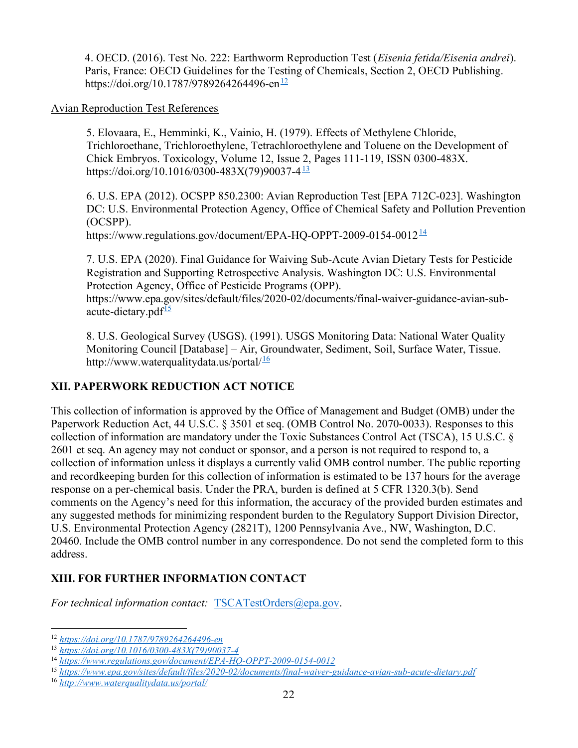4. OECD. (2016). Test No. 222: Earthworm Reproduction Test (*Eisenia fetida/Eisenia andrei*). Paris, France: OECD Guidelines for the Testing of Chemicals, Section 2, OECD Publishing. https://doi.org/10.1787/9789264264496-en[12]

Avian Reproduction Test References

5. Elovaara, E., Hemminki, K., Vainio, H. (1979). Effects of Methylene Chloride, Trichloroethane, Trichloroethylene, Tetrachloroethylene and Toluene on the Development of Chick Embryos. Toxicology, Volume 12, Issue 2, Pages 111-119, ISSN 0300-483X. https://doi.org/10.1016/0300-483X(79)90037-4[13]

6. U.S. EPA (2012). OCSPP 850.2300: Avian Reproduction Test [EPA 712C-023]. Washington DC: U.S. Environmental Protection Agency, Office of Chemical Safety and Pollution Prevention (OCSPP).
https://www.regulations.gov/document/EPA-HQ-OPPT-2009-0154-0012[14]

7. U.S. EPA (2020). Final Guidance for Waiving Sub-Acute Avian Dietary Tests for Pesticide Registration and Supporting Retrospective Analysis. Washington DC: U.S. Environmental Protection Agency, Office of Pesticide Programs (OPP).
https://www.epa.gov/sites/default/files/2020-02/documents/final-waiver-guidance-avian-sub-acute-dietary.pdf[15]

8. U.S. Geological Survey (USGS). (1991). USGS Monitoring Data: National Water Quality Monitoring Council [Database] – Air, Groundwater, Sediment, Soil, Surface Water, Tissue. http://www.waterqualitydata.us/portal/[16]

## XII. PAPERWORK REDUCTION ACT NOTICE

This collection of information is approved by the Office of Management and Budget (OMB) under the Paperwork Reduction Act, 44 U.S.C. § 3501 et seq. (OMB Control No. 2070-0033). Responses to this collection of information are mandatory under the Toxic Substances Control Act (TSCA), 15 U.S.C. § 2601 et seq. An agency may not conduct or sponsor, and a person is not required to respond to, a collection of information unless it displays a currently valid OMB control number. The public reporting and recordkeeping burden for this collection of information is estimated to be 137 hours for the average response on a per-chemical basis. Under the PRA, burden is defined at 5 CFR 1320.3(b). Send comments on the Agency's need for this information, the accuracy of the provided burden estimates and any suggested methods for minimizing respondent burden to the Regulatory Support Division Director, U.S. Environmental Protection Agency (2821T), 1200 Pennsylvania Ave., NW, Washington, D.C. 20460. Include the OMB control number in any correspondence. Do not send the completed form to this address.

## XIII. FOR FURTHER INFORMATION CONTACT

*For technical information contact:* TSCATestOrders@epa.gov.

---

[12] *https://doi.org/10.1787/9789264264496-en*
[13] *https://doi.org/10.1016/0300-483X(79)90037-4*
[14] *https://www.regulations.gov/document/EPA-HQ-OPPT-2009-0154-0012*
[15] *https://www.epa.gov/sites/default/files/2020-02/documents/final-waiver-guidance-avian-sub-acute-dietary.pdf*
[16] *http://www.waterqualitydata.us/portal/*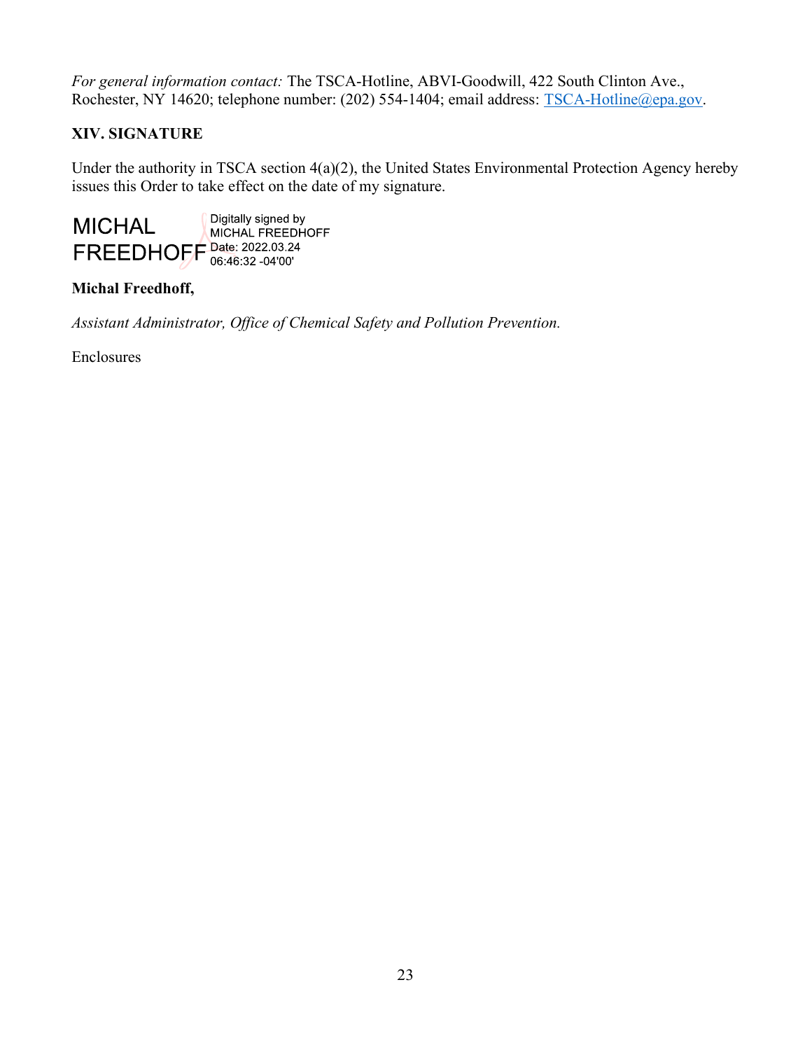*For general information contact:* The TSCA-Hotline, ABVI-Goodwill, 422 South Clinton Ave., Rochester, NY 14620; telephone number: (202) 554-1404; email address: TSCA-Hotline@epa.gov.

## XIV. SIGNATURE

Under the authority in TSCA section 4(a)(2), the United States Environmental Protection Agency hereby issues this Order to take effect on the date of my signature.

MICHAL FREEDHOFF Digitally signed by MICHAL FREEDHOFF Date: 2022.03.24 06:46:32 -04'00'

**Michal Freedhoff,**

*Assistant Administrator, Office of Chemical Safety and Pollution Prevention.*

Enclosures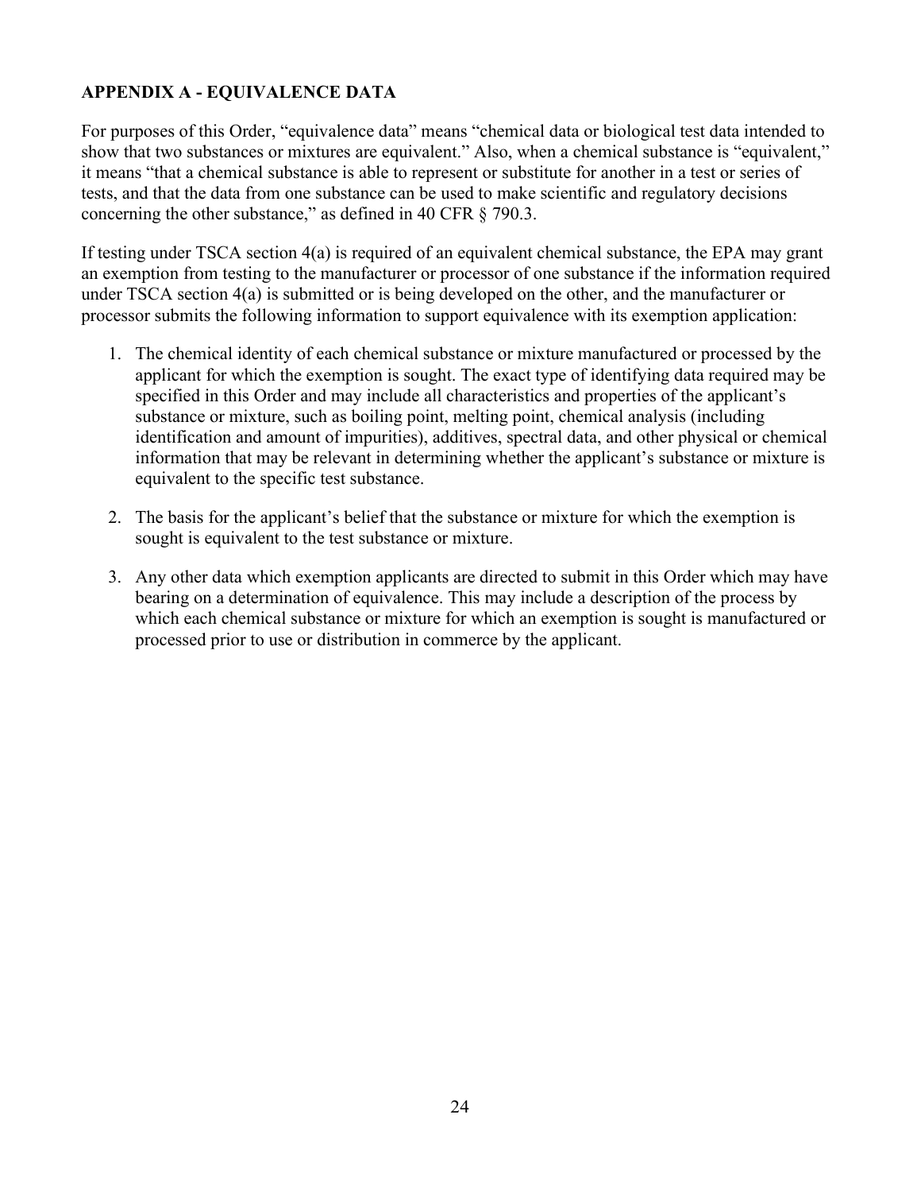## APPENDIX A - EQUIVALENCE DATA

For purposes of this Order, “equivalence data” means “chemical data or biological test data intended to show that two substances or mixtures are equivalent.” Also, when a chemical substance is “equivalent,” it means “that a chemical substance is able to represent or substitute for another in a test or series of tests, and that the data from one substance can be used to make scientific and regulatory decisions concerning the other substance,” as defined in 40 CFR § 790.3.

If testing under TSCA section 4(a) is required of an equivalent chemical substance, the EPA may grant an exemption from testing to the manufacturer or processor of one substance if the information required under TSCA section 4(a) is submitted or is being developed on the other, and the manufacturer or processor submits the following information to support equivalence with its exemption application:

1. The chemical identity of each chemical substance or mixture manufactured or processed by the applicant for which the exemption is sought. The exact type of identifying data required may be specified in this Order and may include all characteristics and properties of the applicant’s substance or mixture, such as boiling point, melting point, chemical analysis (including identification and amount of impurities), additives, spectral data, and other physical or chemical information that may be relevant in determining whether the applicant’s substance or mixture is equivalent to the specific test substance.

2. The basis for the applicant’s belief that the substance or mixture for which the exemption is sought is equivalent to the test substance or mixture.

3. Any other data which exemption applicants are directed to submit in this Order which may have bearing on a determination of equivalence. This may include a description of the process by which each chemical substance or mixture for which an exemption is sought is manufactured or processed prior to use or distribution in commerce by the applicant.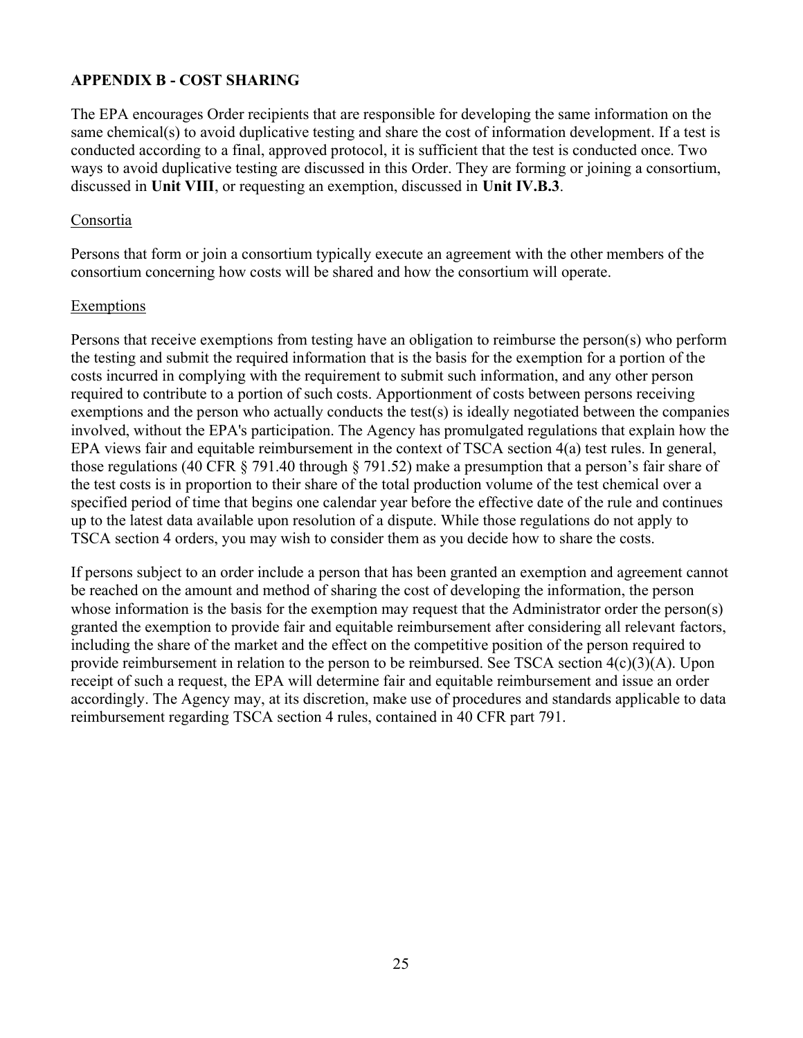## APPENDIX B - COST SHARING

The EPA encourages Order recipients that are responsible for developing the same information on the same chemical(s) to avoid duplicative testing and share the cost of information development. If a test is conducted according to a final, approved protocol, it is sufficient that the test is conducted once. Two ways to avoid duplicative testing are discussed in this Order. They are forming or joining a consortium, discussed in **Unit VIII**, or requesting an exemption, discussed in **Unit IV.B.3**.

### Consortia

Persons that form or join a consortium typically execute an agreement with the other members of the consortium concerning how costs will be shared and how the consortium will operate.

### Exemptions

Persons that receive exemptions from testing have an obligation to reimburse the person(s) who perform the testing and submit the required information that is the basis for the exemption for a portion of the costs incurred in complying with the requirement to submit such information, and any other person required to contribute to a portion of such costs. Apportionment of costs between persons receiving exemptions and the person who actually conducts the test(s) is ideally negotiated between the companies involved, without the EPA's participation. The Agency has promulgated regulations that explain how the EPA views fair and equitable reimbursement in the context of TSCA section 4(a) test rules. In general, those regulations (40 CFR § 791.40 through § 791.52) make a presumption that a person's fair share of the test costs is in proportion to their share of the total production volume of the test chemical over a specified period of time that begins one calendar year before the effective date of the rule and continues up to the latest data available upon resolution of a dispute. While those regulations do not apply to TSCA section 4 orders, you may wish to consider them as you decide how to share the costs.

If persons subject to an order include a person that has been granted an exemption and agreement cannot be reached on the amount and method of sharing the cost of developing the information, the person whose information is the basis for the exemption may request that the Administrator order the person(s) granted the exemption to provide fair and equitable reimbursement after considering all relevant factors, including the share of the market and the effect on the competitive position of the person required to provide reimbursement in relation to the person to be reimbursed. See TSCA section 4(c)(3)(A). Upon receipt of such a request, the EPA will determine fair and equitable reimbursement and issue an order accordingly. The Agency may, at its discretion, make use of procedures and standards applicable to data reimbursement regarding TSCA section 4 rules, contained in 40 CFR part 791.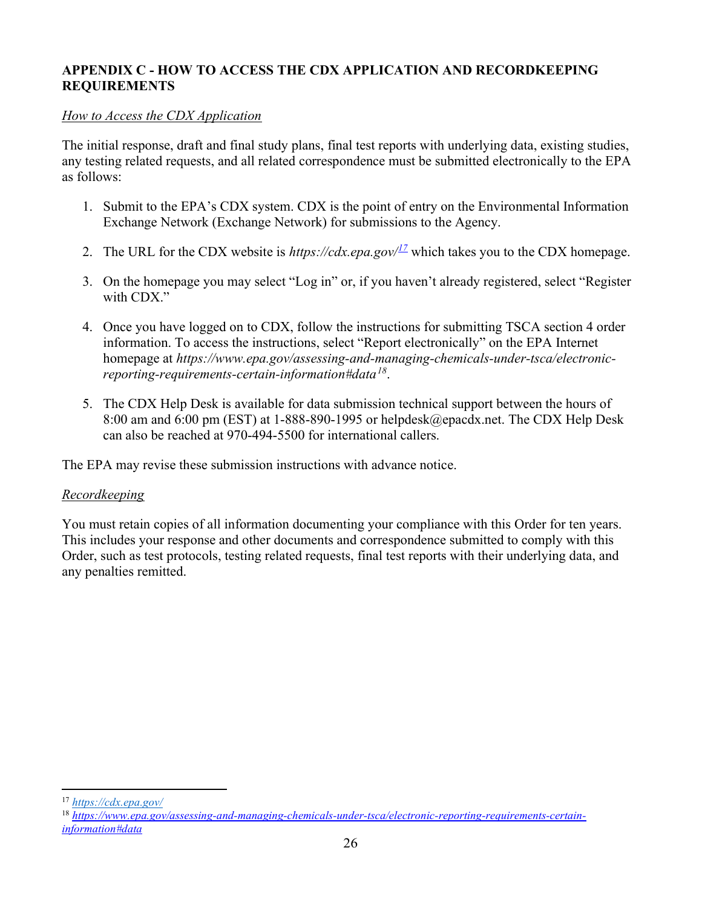## APPENDIX C - HOW TO ACCESS THE CDX APPLICATION AND RECORDKEEPING REQUIREMENTS

*How to Access the CDX Application*

The initial response, draft and final study plans, final test reports with underlying data, existing studies, any testing related requests, and all related correspondence must be submitted electronically to the EPA as follows:

1. Submit to the EPA's CDX system. CDX is the point of entry on the Environmental Information Exchange Network (Exchange Network) for submissions to the Agency.

2. The URL for the CDX website is *https://cdx.epa.gov/*[17] which takes you to the CDX homepage.

3. On the homepage you may select "Log in" or, if you haven't already registered, select "Register with CDX."

4. Once you have logged on to CDX, follow the instructions for submitting TSCA section 4 order information. To access the instructions, select "Report electronically" on the EPA Internet homepage at *https://www.epa.gov/assessing-and-managing-chemicals-under-tsca/electronic-reporting-requirements-certain-information#data*[18].

5. The CDX Help Desk is available for data submission technical support between the hours of 8:00 am and 6:00 pm (EST) at 1-888-890-1995 or helpdesk@epacdx.net. The CDX Help Desk can also be reached at 970-494-5500 for international callers.

The EPA may revise these submission instructions with advance notice.

*Recordkeeping*

You must retain copies of all information documenting your compliance with this Order for ten years. This includes your response and other documents and correspondence submitted to comply with this Order, such as test protocols, testing related requests, final test reports with their underlying data, and any penalties remitted.

---

[17] *https://cdx.epa.gov/*

[18] *https://www.epa.gov/assessing-and-managing-chemicals-under-tsca/electronic-reporting-requirements-certain-information#data*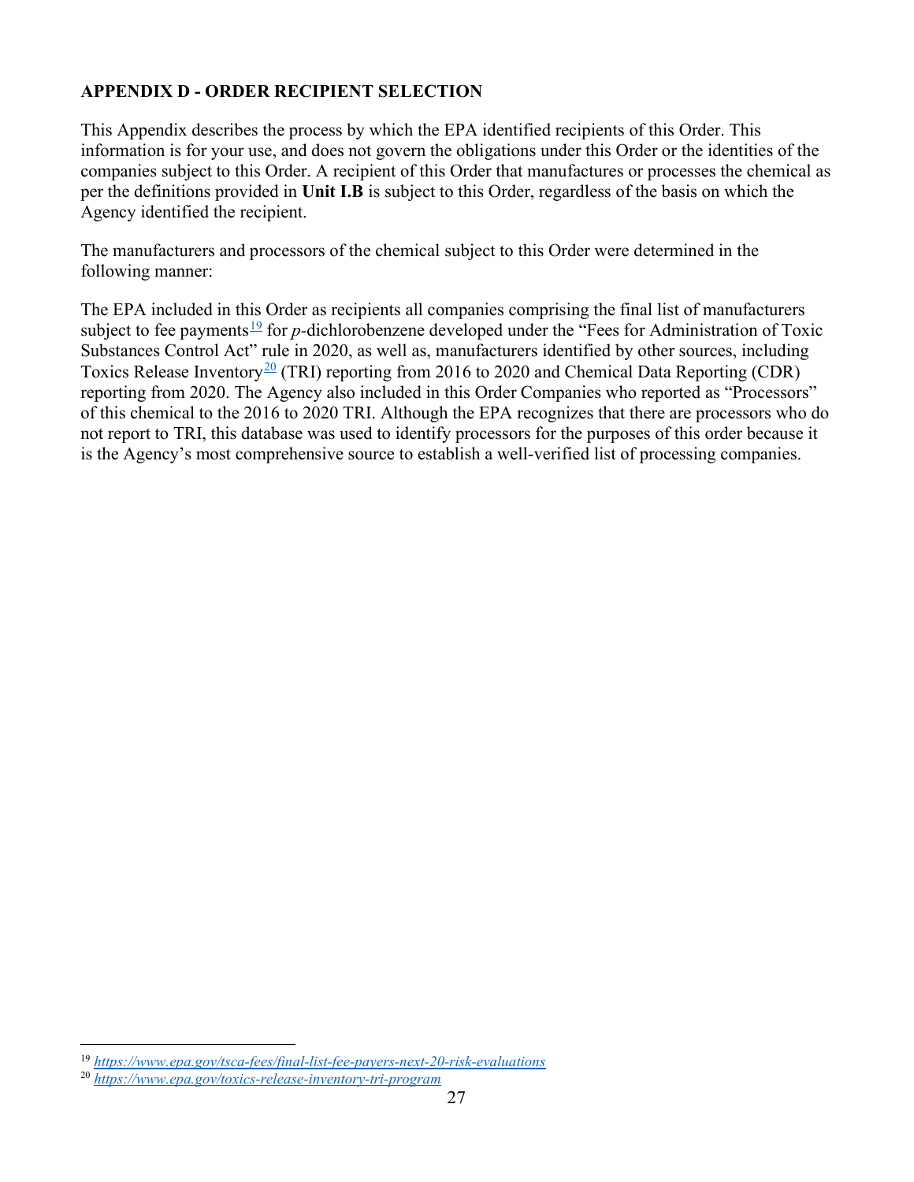## APPENDIX D - ORDER RECIPIENT SELECTION

This Appendix describes the process by which the EPA identified recipients of this Order. This information is for your use, and does not govern the obligations under this Order or the identities of the companies subject to this Order. A recipient of this Order that manufactures or processes the chemical as per the definitions provided in **Unit I.B** is subject to this Order, regardless of the basis on which the Agency identified the recipient.

The manufacturers and processors of the chemical subject to this Order were determined in the following manner:

The EPA included in this Order as recipients all companies comprising the final list of manufacturers subject to fee payments[19] for *p*-dichlorobenzene developed under the "Fees for Administration of Toxic Substances Control Act" rule in 2020, as well as, manufacturers identified by other sources, including Toxics Release Inventory[20] (TRI) reporting from 2016 to 2020 and Chemical Data Reporting (CDR) reporting from 2020. The Agency also included in this Order Companies who reported as "Processors" of this chemical to the 2016 to 2020 TRI. Although the EPA recognizes that there are processors who do not report to TRI, this database was used to identify processors for the purposes of this order because it is the Agency's most comprehensive source to establish a well-verified list of processing companies.

[19] *https://www.epa.gov/tsca-fees/final-list-fee-payers-next-20-risk-evaluations*

[20] *https://www.epa.gov/toxics-release-inventory-tri-program*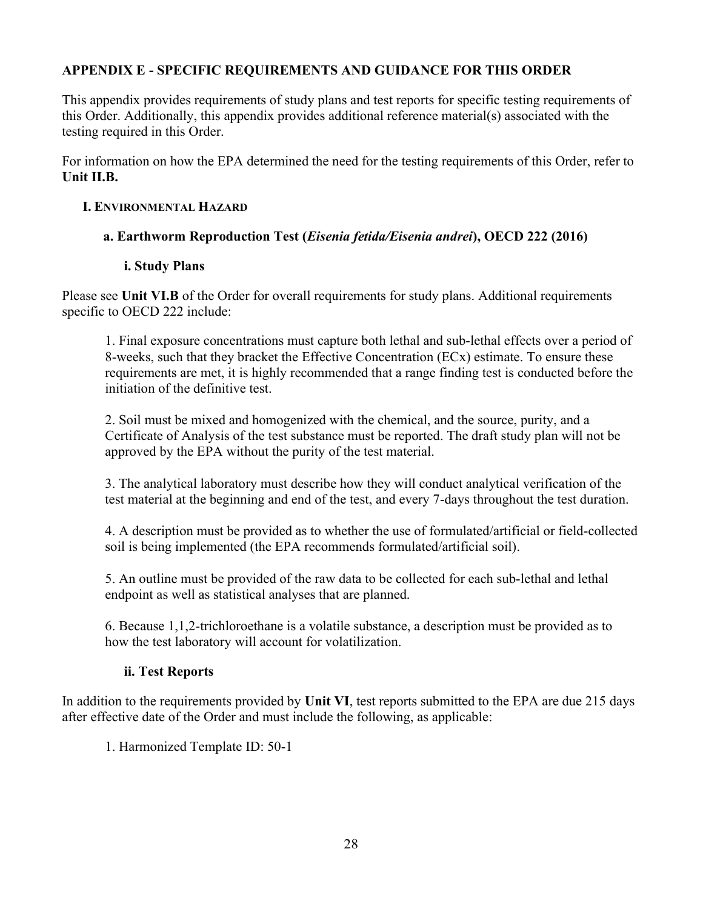# APPENDIX E - SPECIFIC REQUIREMENTS AND GUIDANCE FOR THIS ORDER

This appendix provides requirements of study plans and test reports for specific testing requirements of this Order. Additionally, this appendix provides additional reference material(s) associated with the testing required in this Order.

For information on how the EPA determined the need for the testing requirements of this Order, refer to **Unit II.B.**

## I. ENVIRONMENTAL HAZARD

### a. Earthworm Reproduction Test (*Eisenia fetida/Eisenia andrei*), OECD 222 (2016)

#### i. Study Plans

Please see **Unit VI.B** of the Order for overall requirements for study plans. Additional requirements specific to OECD 222 include:

1. Final exposure concentrations must capture both lethal and sub-lethal effects over a period of 8-weeks, such that they bracket the Effective Concentration (ECx) estimate. To ensure these requirements are met, it is highly recommended that a range finding test is conducted before the initiation of the definitive test.

2. Soil must be mixed and homogenized with the chemical, and the source, purity, and a Certificate of Analysis of the test substance must be reported. The draft study plan will not be approved by the EPA without the purity of the test material.

3. The analytical laboratory must describe how they will conduct analytical verification of the test material at the beginning and end of the test, and every 7-days throughout the test duration.

4. A description must be provided as to whether the use of formulated/artificial or field-collected soil is being implemented (the EPA recommends formulated/artificial soil).

5. An outline must be provided of the raw data to be collected for each sub-lethal and lethal endpoint as well as statistical analyses that are planned.

6. Because 1,1,2-trichloroethane is a volatile substance, a description must be provided as to how the test laboratory will account for volatilization.

#### ii. Test Reports

In addition to the requirements provided by **Unit VI**, test reports submitted to the EPA are due 215 days after effective date of the Order and must include the following, as applicable:

1. Harmonized Template ID: 50-1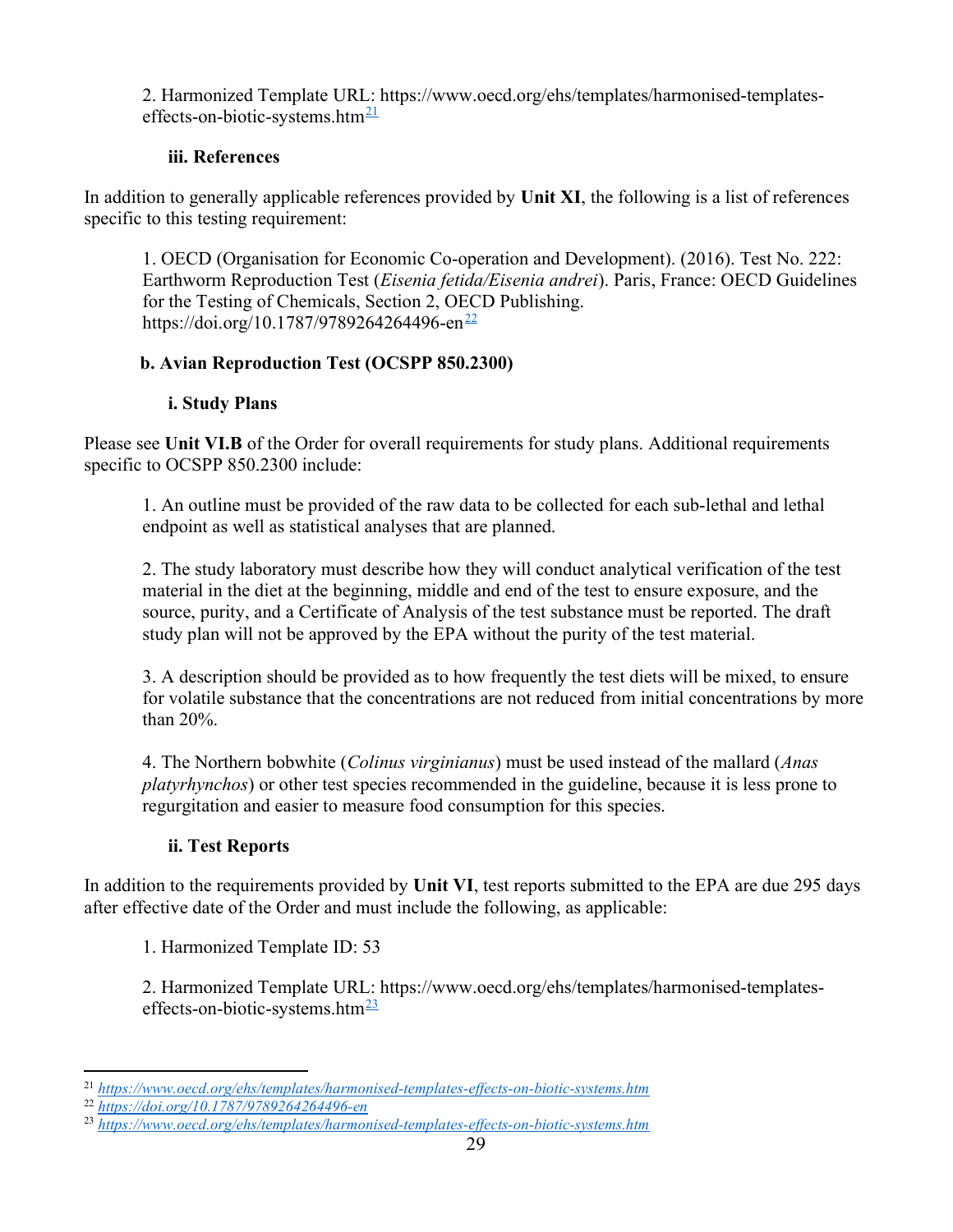2. Harmonized Template URL: https://www.oecd.org/ehs/templates/harmonised-templates-effects-on-biotic-systems.htm[21]

#### iii. References

In addition to generally applicable references provided by **Unit XI**, the following is a list of references specific to this testing requirement:

1. OECD (Organisation for Economic Co-operation and Development). (2016). Test No. 222: Earthworm Reproduction Test (*Eisenia fetida/Eisenia andrei*). Paris, France: OECD Guidelines for the Testing of Chemicals, Section 2, OECD Publishing. https://doi.org/10.1787/9789264264496-en[22]

### b. Avian Reproduction Test (OCSPP 850.2300)

#### i. Study Plans

Please see **Unit VI.B** of the Order for overall requirements for study plans. Additional requirements specific to OCSPP 850.2300 include:

1. An outline must be provided of the raw data to be collected for each sub-lethal and lethal endpoint as well as statistical analyses that are planned.

2. The study laboratory must describe how they will conduct analytical verification of the test material in the diet at the beginning, middle and end of the test to ensure exposure, and the source, purity, and a Certificate of Analysis of the test substance must be reported. The draft study plan will not be approved by the EPA without the purity of the test material.

3. A description should be provided as to how frequently the test diets will be mixed, to ensure for volatile substance that the concentrations are not reduced from initial concentrations by more than 20%.

4. The Northern bobwhite (*Colinus virginianus*) must be used instead of the mallard (*Anas platyrhynchos*) or other test species recommended in the guideline, because it is less prone to regurgitation and easier to measure food consumption for this species.

#### ii. Test Reports

In addition to the requirements provided by **Unit VI**, test reports submitted to the EPA are due 295 days after effective date of the Order and must include the following, as applicable:

1. Harmonized Template ID: 53

2. Harmonized Template URL: https://www.oecd.org/ehs/templates/harmonised-templates-effects-on-biotic-systems.htm[23]

---

[21] *https://www.oecd.org/ehs/templates/harmonised-templates-effects-on-biotic-systems.htm*

[22] *https://doi.org/10.1787/9789264264496-en*

[23] *https://www.oecd.org/ehs/templates/harmonised-templates-effects-on-biotic-systems.htm*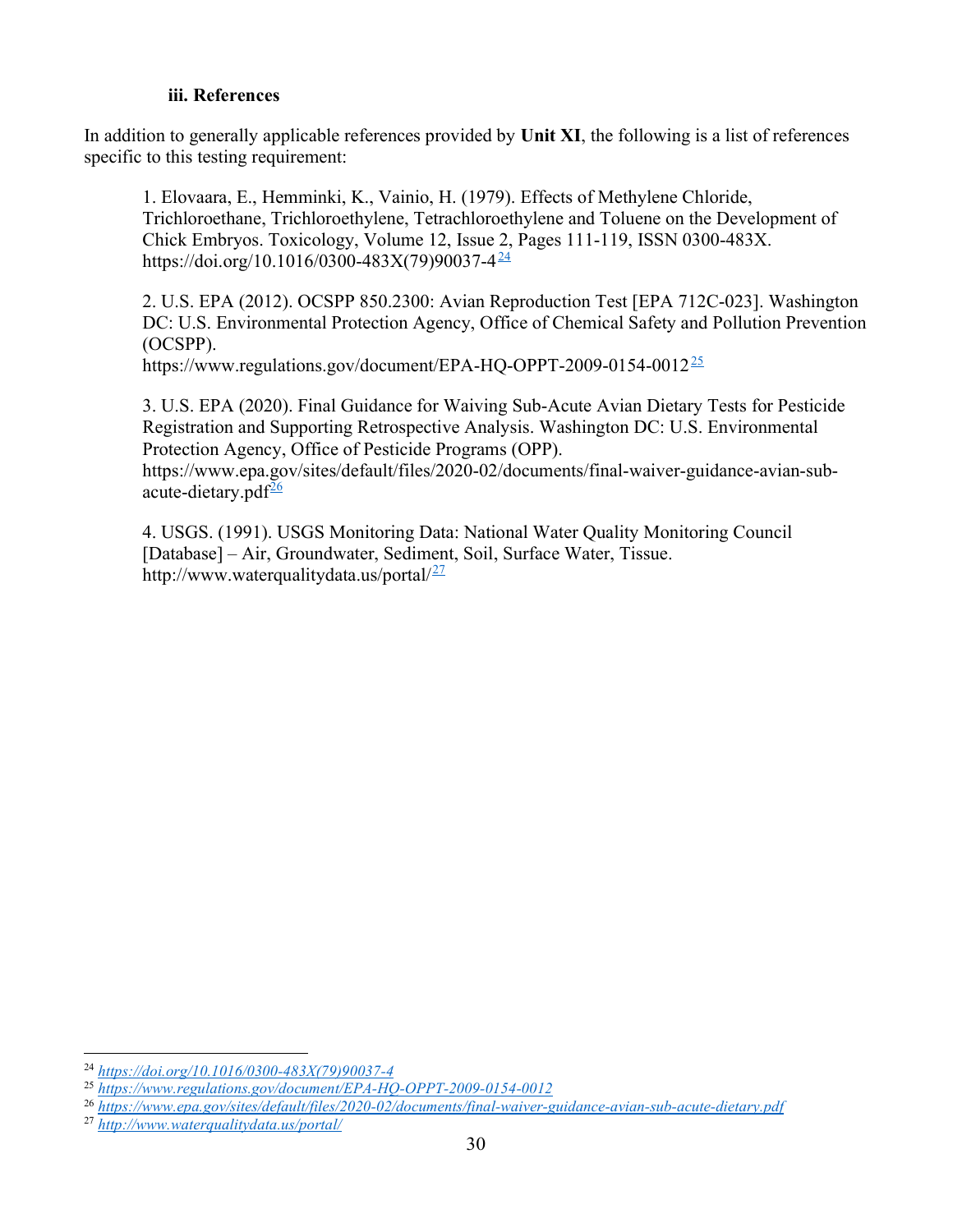### iii. References

In addition to generally applicable references provided by **Unit XI**, the following is a list of references specific to this testing requirement:

1. Elovaara, E., Hemminki, K., Vainio, H. (1979). Effects of Methylene Chloride, Trichloroethane, Trichloroethylene, Tetrachloroethylene and Toluene on the Development of Chick Embryos. Toxicology, Volume 12, Issue 2, Pages 111-119, ISSN 0300-483X. https://doi.org/10.1016/0300-483X(79)90037-4[24]

2. U.S. EPA (2012). OCSPP 850.2300: Avian Reproduction Test [EPA 712C-023]. Washington DC: U.S. Environmental Protection Agency, Office of Chemical Safety and Pollution Prevention (OCSPP). https://www.regulations.gov/document/EPA-HQ-OPPT-2009-0154-0012[25]

3. U.S. EPA (2020). Final Guidance for Waiving Sub-Acute Avian Dietary Tests for Pesticide Registration and Supporting Retrospective Analysis. Washington DC: U.S. Environmental Protection Agency, Office of Pesticide Programs (OPP). https://www.epa.gov/sites/default/files/2020-02/documents/final-waiver-guidance-avian-sub-acute-dietary.pdf[26]

4. USGS. (1991). USGS Monitoring Data: National Water Quality Monitoring Council [Database] – Air, Groundwater, Sediment, Soil, Surface Water, Tissue. http://www.waterqualitydata.us/portal/[27]

---

[24] *https://doi.org/10.1016/0300-483X(79)90037-4*

[25] *https://www.regulations.gov/document/EPA-HQ-OPPT-2009-0154-0012*

[26] *https://www.epa.gov/sites/default/files/2020-02/documents/final-waiver-guidance-avian-sub-acute-dietary.pdf*

[27] *http://www.waterqualitydata.us/portal/*